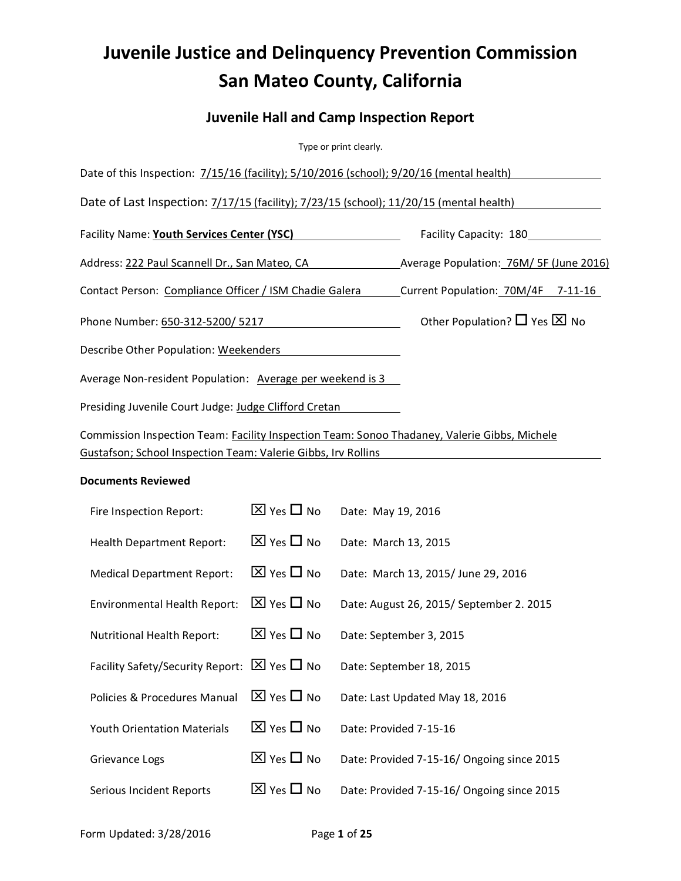# Juvenile Justice and Delinquency Prevention Commission
# San Mateo County, California

## Juvenile Hall and Camp Inspection Report

Type or print clearly.

Date of this Inspection: 7/15/16 (facility); 5/10/2016 (school); 9/20/16 (mental health)

Date of Last Inspection: 7/17/15 (facility); 7/23/15 (school); 11/20/15 (mental health)

Facility Name: **Youth Services Center (YSC)** Facility Capacity: 180

Address: 222 Paul Scannell Dr., San Mateo, CA Average Population: 76M/ 5F (June 2016)

Contact Person: Compliance Officer / ISM Chadie Galera Current Population: 70M/4F 7-11-16

Phone Number: 650-312-5200/ 5217 Other Population? ☐ Yes ☒ No

Describe Other Population: Weekenders

Average Non-resident Population: Average per weekend is 3

Presiding Juvenile Court Judge: Judge Clifford Cretan

Commission Inspection Team: Facility Inspection Team: Sonoo Thadaney, Valerie Gibbs, Michele Gustafson; School Inspection Team: Valerie Gibbs, Irv Rollins

**Documents Reviewed**

| Document | Reviewed | Date |
|---|---|---|
| Fire Inspection Report: | ☒ Yes ☐ No | Date: May 19, 2016 |
| Health Department Report: | ☒ Yes ☐ No | Date: March 13, 2015 |
| Medical Department Report: | ☒ Yes ☐ No | Date: March 13, 2015/ June 29, 2016 |
| Environmental Health Report: | ☒ Yes ☐ No | Date: August 26, 2015/ September 2. 2015 |
| Nutritional Health Report: | ☒ Yes ☐ No | Date: September 3, 2015 |
| Facility Safety/Security Report: | ☒ Yes ☐ No | Date: September 18, 2015 |
| Policies & Procedures Manual | ☒ Yes ☐ No | Date: Last Updated May 18, 2016 |
| Youth Orientation Materials | ☒ Yes ☐ No | Date: Provided 7-15-16 |
| Grievance Logs | ☒ Yes ☐ No | Date: Provided 7-15-16/ Ongoing since 2015 |
| Serious Incident Reports | ☒ Yes ☐ No | Date: Provided 7-15-16/ Ongoing since 2015 |

Form Updated: 3/28/2016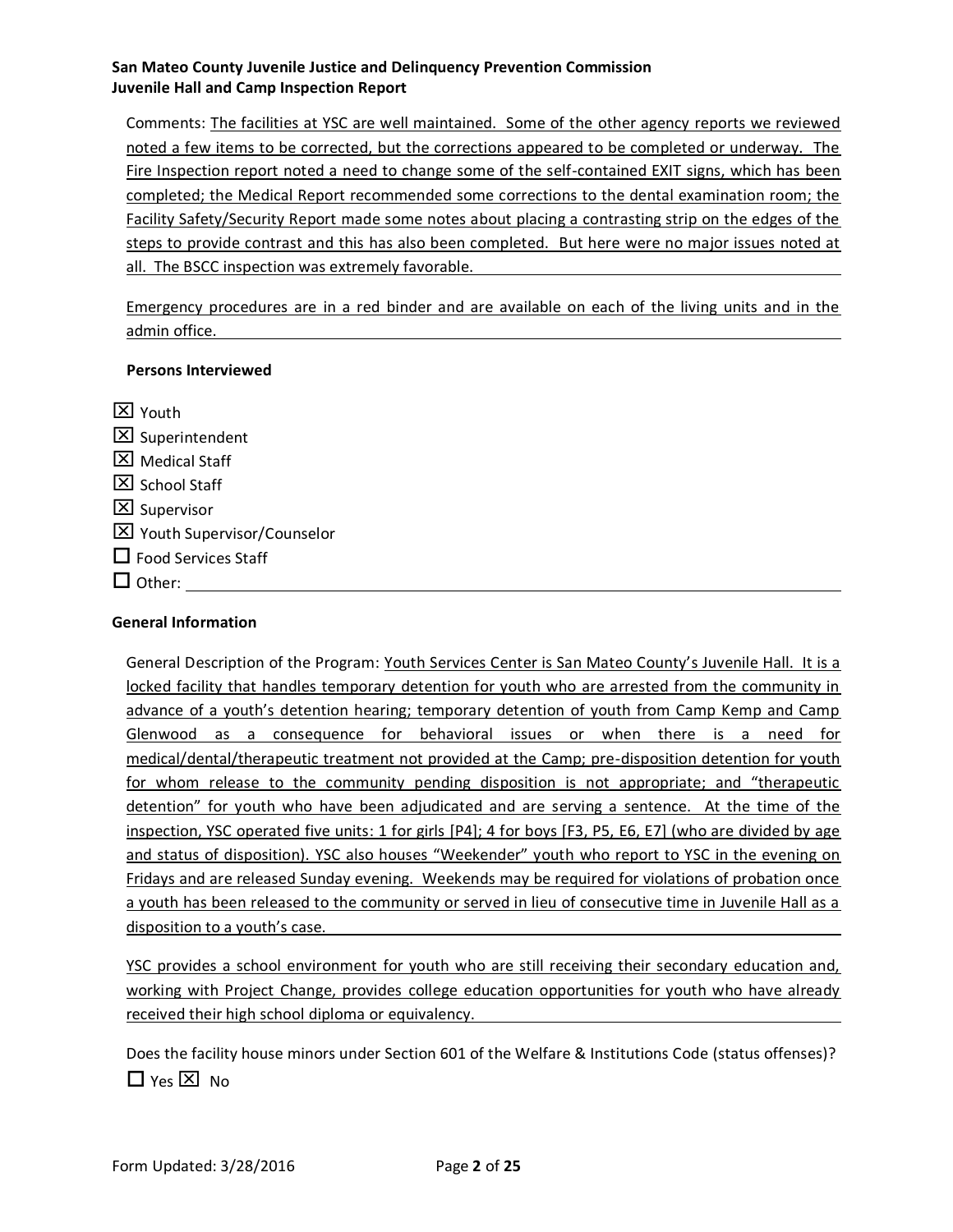Comments: The facilities at YSC are well maintained. Some of the other agency reports we reviewed noted a few items to be corrected, but the corrections appeared to be completed or underway. The Fire Inspection report noted a need to change some of the self-contained EXIT signs, which has been completed; the Medical Report recommended some corrections to the dental examination room; the Facility Safety/Security Report made some notes about placing a contrasting strip on the edges of the steps to provide contrast and this has also been completed. But here were no major issues noted at all. The BSCC inspection was extremely favorable.

Emergency procedures are in a red binder and are available on each of the living units and in the admin office.

**Persons Interviewed**

- ☒ Youth
- ☒ Superintendent
- ☒ Medical Staff
- ☒ School Staff
- ☒ Supervisor
- ☒ Youth Supervisor/Counselor
- ☐ Food Services Staff
- ☐ Other: \_\_\_\_\_\_\_\_\_\_

**General Information**

General Description of the Program: Youth Services Center is San Mateo County's Juvenile Hall. It is a locked facility that handles temporary detention for youth who are arrested from the community in advance of a youth's detention hearing; temporary detention of youth from Camp Kemp and Camp Glenwood as a consequence for behavioral issues or when there is a need for medical/dental/therapeutic treatment not provided at the Camp; pre-disposition detention for youth for whom release to the community pending disposition is not appropriate; and "therapeutic detention" for youth who have been adjudicated and are serving a sentence. At the time of the inspection, YSC operated five units: 1 for girls [P4]; 4 for boys [F3, P5, E6, E7] (who are divided by age and status of disposition). YSC also houses "Weekender" youth who report to YSC in the evening on Fridays and are released Sunday evening. Weekends may be required for violations of probation once a youth has been released to the community or served in lieu of consecutive time in Juvenile Hall as a disposition to a youth's case.

YSC provides a school environment for youth who are still receiving their secondary education and, working with Project Change, provides college education opportunities for youth who have already received their high school diploma or equivalency.

Does the facility house minors under Section 601 of the Welfare & Institutions Code (status offenses)?
☐ Yes ☒ No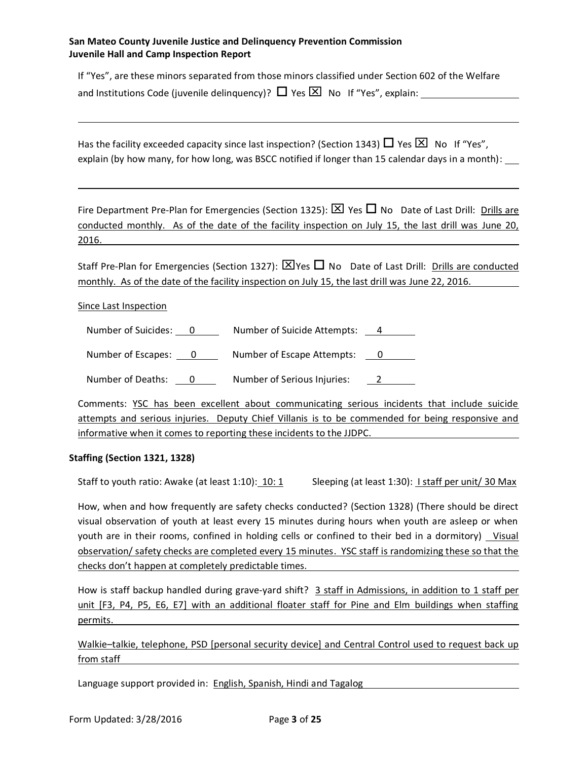**San Mateo County Juvenile Justice and Delinquency Prevention Commission**
**Juvenile Hall and Camp Inspection Report**

If "Yes", are these minors separated from those minors classified under Section 602 of the Welfare and Institutions Code (juvenile delinquency)? ☐ Yes ☒ No If "Yes", explain: 

Has the facility exceeded capacity since last inspection? (Section 1343) ☐ Yes ☒ No If "Yes", explain (by how many, for how long, was BSCC notified if longer than 15 calendar days in a month): 

Fire Department Pre-Plan for Emergencies (Section 1325): ☒ Yes ☐ No Date of Last Drill: Drills are conducted monthly. As of the date of the facility inspection on July 15, the last drill was June 20, 2016.

Staff Pre-Plan for Emergencies (Section 1327): ☒ Yes ☐ No Date of Last Drill: Drills are conducted monthly. As of the date of the facility inspection on July 15, the last drill was June 22, 2016.

Since Last Inspection

| | | | |
|---|---|---|---|
| Number of Suicides: | 0 | Number of Suicide Attempts: | 4 |
| Number of Escapes: | 0 | Number of Escape Attempts: | 0 |
| Number of Deaths: | 0 | Number of Serious Injuries: | 2 |

Comments: YSC has been excellent about communicating serious incidents that include suicide attempts and serious injuries. Deputy Chief Villanis is to be commended for being responsive and informative when it comes to reporting these incidents to the JJDPC.

### Staffing (Section 1321, 1328)

Staff to youth ratio: Awake (at least 1:10): 10: 1 Sleeping (at least 1:30): I staff per unit/ 30 Max

How, when and how frequently are safety checks conducted? (Section 1328) (There should be direct visual observation of youth at least every 15 minutes during hours when youth are asleep or when youth are in their rooms, confined in holding cells or confined to their bed in a dormitory) Visual observation/ safety checks are completed every 15 minutes. YSC staff is randomizing these so that the checks don't happen at completely predictable times.

How is staff backup handled during grave-yard shift? 3 staff in Admissions, in addition to 1 staff per unit [F3, P4, P5, E6, E7] with an additional floater staff for Pine and Elm buildings when staffing permits.

Walkie–talkie, telephone, PSD [personal security device] and Central Control used to request back up from staff

Language support provided in: English, Spanish, Hindi and Tagalog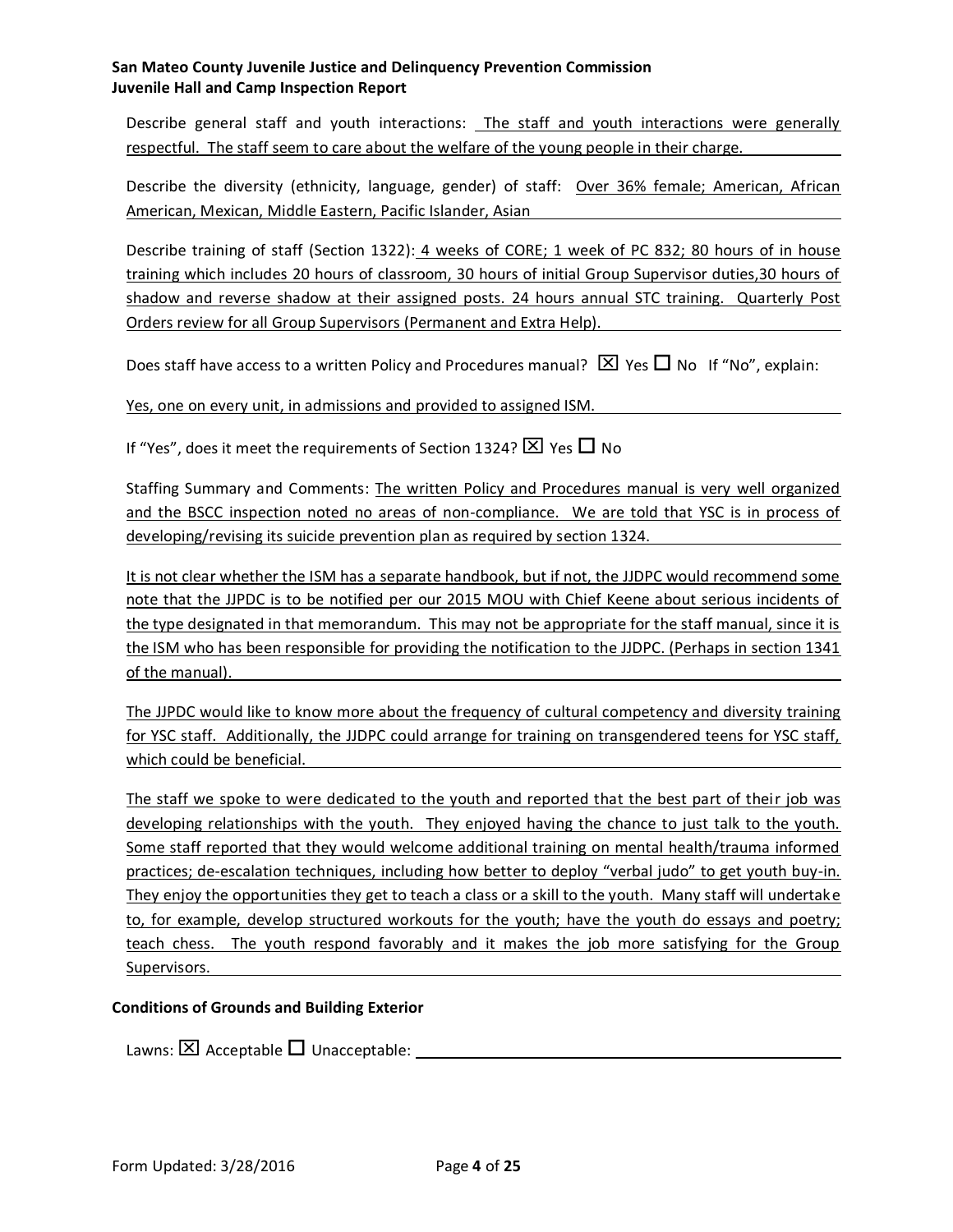Describe general staff and youth interactions: The staff and youth interactions were generally respectful. The staff seem to care about the welfare of the young people in their charge.

Describe the diversity (ethnicity, language, gender) of staff: Over 36% female; American, African American, Mexican, Middle Eastern, Pacific Islander, Asian

Describe training of staff (Section 1322): 4 weeks of CORE; 1 week of PC 832; 80 hours of in house training which includes 20 hours of classroom, 30 hours of initial Group Supervisor duties,30 hours of shadow and reverse shadow at their assigned posts. 24 hours annual STC training. Quarterly Post Orders review for all Group Supervisors (Permanent and Extra Help).

Does staff have access to a written Policy and Procedures manual? ☒ Yes ☐ No If "No", explain:

Yes, one on every unit, in admissions and provided to assigned ISM.

If "Yes", does it meet the requirements of Section 1324? ☒ Yes ☐ No

Staffing Summary and Comments: The written Policy and Procedures manual is very well organized and the BSCC inspection noted no areas of non-compliance. We are told that YSC is in process of developing/revising its suicide prevention plan as required by section 1324.

It is not clear whether the ISM has a separate handbook, but if not, the JJDPC would recommend some note that the JJPDC is to be notified per our 2015 MOU with Chief Keene about serious incidents of the type designated in that memorandum. This may not be appropriate for the staff manual, since it is the ISM who has been responsible for providing the notification to the JJDPC. (Perhaps in section 1341 of the manual).

The JJPDC would like to know more about the frequency of cultural competency and diversity training for YSC staff. Additionally, the JJDPC could arrange for training on transgendered teens for YSC staff, which could be beneficial.

The staff we spoke to were dedicated to the youth and reported that the best part of their job was developing relationships with the youth. They enjoyed having the chance to just talk to the youth. Some staff reported that they would welcome additional training on mental health/trauma informed practices; de-escalation techniques, including how better to deploy "verbal judo" to get youth buy-in. They enjoy the opportunities they get to teach a class or a skill to the youth. Many staff will undertake to, for example, develop structured workouts for the youth; have the youth do essays and poetry; teach chess. The youth respond favorably and it makes the job more satisfying for the Group Supervisors.

**Conditions of Grounds and Building Exterior**

Lawns: ☒ Acceptable ☐ Unacceptable: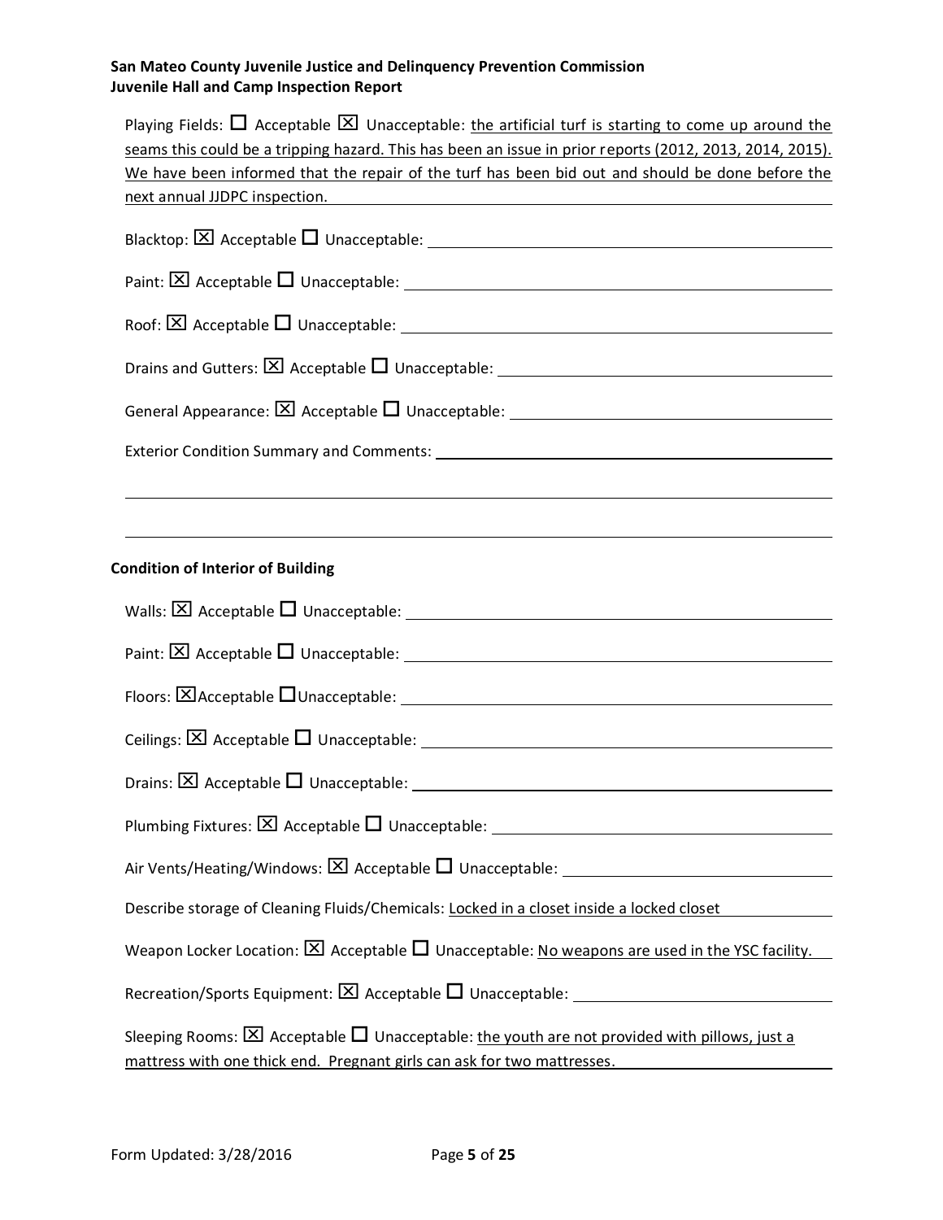Playing Fields: ☐ Acceptable ☒ Unacceptable: the artificial turf is starting to come up around the seams this could be a tripping hazard. This has been an issue in prior reports (2012, 2013, 2014, 2015). We have been informed that the repair of the turf has been bid out and should be done before the next annual JJDPC inspection.

Blacktop: ☒ Acceptable ☐ Unacceptable:

Paint: ☒ Acceptable ☐ Unacceptable:

Roof: ☒ Acceptable ☐ Unacceptable:

Drains and Gutters: ☒ Acceptable ☐ Unacceptable:

General Appearance: ☒ Acceptable ☐ Unacceptable:

Exterior Condition Summary and Comments:

### Condition of Interior of Building

Walls: ☒ Acceptable ☐ Unacceptable:

Paint: ☒ Acceptable ☐ Unacceptable:

Floors: ☒ Acceptable ☐ Unacceptable:

Ceilings: ☒ Acceptable ☐ Unacceptable:

Drains: ☒ Acceptable ☐ Unacceptable:

Plumbing Fixtures: ☒ Acceptable ☐ Unacceptable:

Air Vents/Heating/Windows: ☒ Acceptable ☐ Unacceptable:

Describe storage of Cleaning Fluids/Chemicals: Locked in a closet inside a locked closet

Weapon Locker Location: ☒ Acceptable ☐ Unacceptable: No weapons are used in the YSC facility.

Recreation/Sports Equipment: ☒ Acceptable ☐ Unacceptable:

Sleeping Rooms: ☒ Acceptable ☐ Unacceptable: the youth are not provided with pillows, just a mattress with one thick end. Pregnant girls can ask for two mattresses.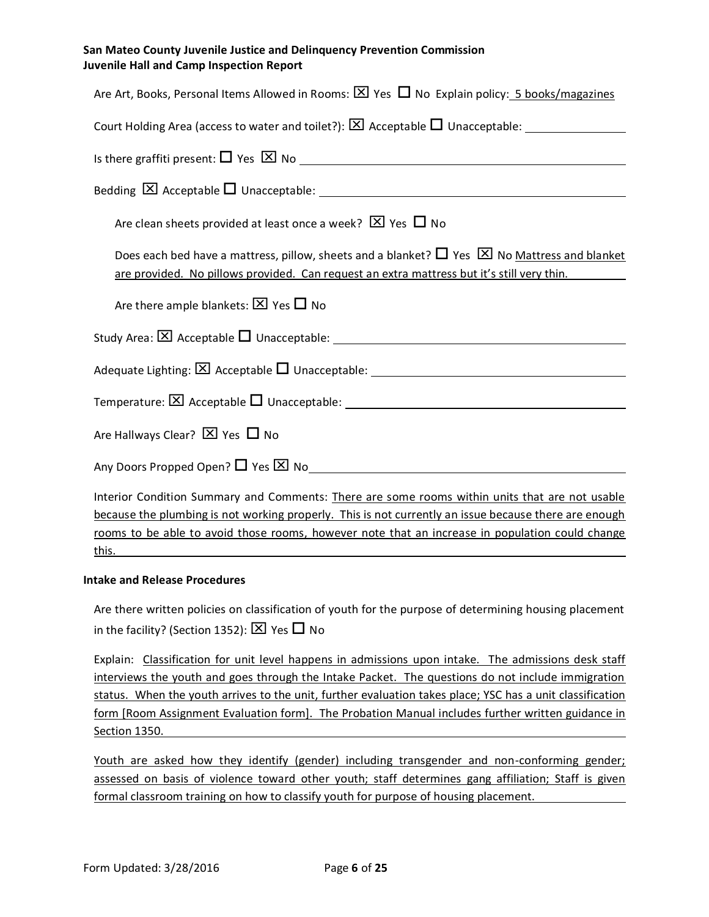Are Art, Books, Personal Items Allowed in Rooms: ☒ Yes ☐ No Explain policy: 5 books/magazines

Court Holding Area (access to water and toilet?): ☒ Acceptable ☐ Unacceptable:

Is there graffiti present: ☐ Yes ☒ No

Bedding ☒ Acceptable ☐ Unacceptable:

Are clean sheets provided at least once a week? ☒ Yes ☐ No

Does each bed have a mattress, pillow, sheets and a blanket? ☐ Yes ☒ No Mattress and blanket are provided. No pillows provided. Can request an extra mattress but it's still very thin.

Are there ample blankets: ☒ Yes ☐ No

Study Area: ☒ Acceptable ☐ Unacceptable:

Adequate Lighting: ☒ Acceptable ☐ Unacceptable:

Temperature: ☒ Acceptable ☐ Unacceptable:

Are Hallways Clear? ☒ Yes ☐ No

Any Doors Propped Open? ☐ Yes ☒ No

Interior Condition Summary and Comments: There are some rooms within units that are not usable because the plumbing is not working properly. This is not currently an issue because there are enough rooms to be able to avoid those rooms, however note that an increase in population could change this.

**Intake and Release Procedures**

Are there written policies on classification of youth for the purpose of determining housing placement in the facility? (Section 1352): ☒ Yes ☐ No

Explain: Classification for unit level happens in admissions upon intake. The admissions desk staff interviews the youth and goes through the Intake Packet. The questions do not include immigration status. When the youth arrives to the unit, further evaluation takes place; YSC has a unit classification form [Room Assignment Evaluation form]. The Probation Manual includes further written guidance in Section 1350.

Youth are asked how they identify (gender) including transgender and non-conforming gender; assessed on basis of violence toward other youth; staff determines gang affiliation; Staff is given formal classroom training on how to classify youth for purpose of housing placement.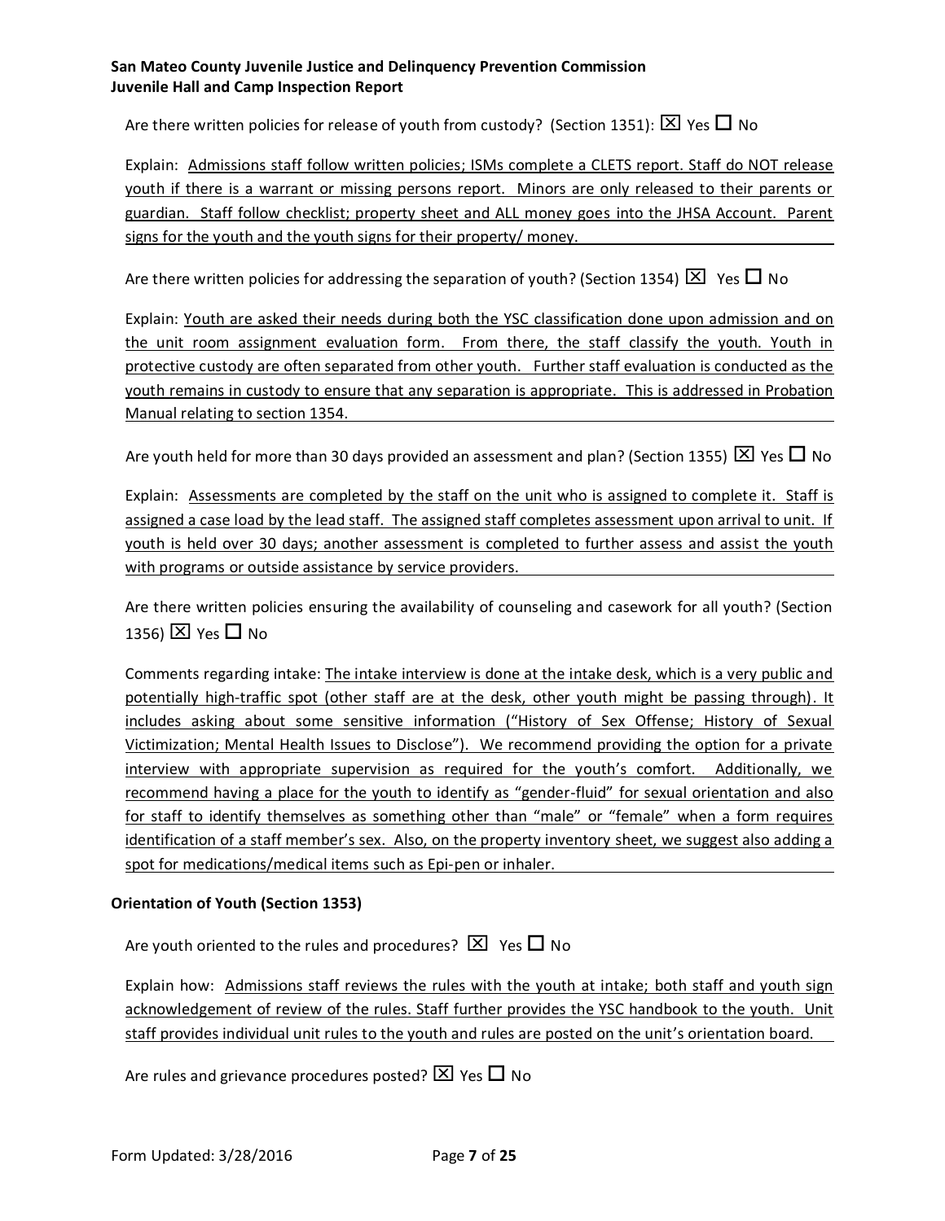Are there written policies for release of youth from custody? (Section 1351): ☒ Yes ☐ No

Explain: Admissions staff follow written policies; ISMs complete a CLETS report. Staff do NOT release youth if there is a warrant or missing persons report. Minors are only released to their parents or guardian. Staff follow checklist; property sheet and ALL money goes into the JHSA Account. Parent signs for the youth and the youth signs for their property/ money.

Are there written policies for addressing the separation of youth? (Section 1354) ☒ Yes ☐ No

Explain: Youth are asked their needs during both the YSC classification done upon admission and on the unit room assignment evaluation form. From there, the staff classify the youth. Youth in protective custody are often separated from other youth. Further staff evaluation is conducted as the youth remains in custody to ensure that any separation is appropriate. This is addressed in Probation Manual relating to section 1354.

Are youth held for more than 30 days provided an assessment and plan? (Section 1355) ☒ Yes ☐ No

Explain: Assessments are completed by the staff on the unit who is assigned to complete it. Staff is assigned a case load by the lead staff. The assigned staff completes assessment upon arrival to unit. If youth is held over 30 days; another assessment is completed to further assess and assist the youth with programs or outside assistance by service providers.

Are there written policies ensuring the availability of counseling and casework for all youth? (Section 1356) ☒ Yes ☐ No

Comments regarding intake: The intake interview is done at the intake desk, which is a very public and potentially high-traffic spot (other staff are at the desk, other youth might be passing through). It includes asking about some sensitive information ("History of Sex Offense; History of Sexual Victimization; Mental Health Issues to Disclose"). We recommend providing the option for a private interview with appropriate supervision as required for the youth's comfort. Additionally, we recommend having a place for the youth to identify as "gender-fluid" for sexual orientation and also for staff to identify themselves as something other than "male" or "female" when a form requires identification of a staff member's sex. Also, on the property inventory sheet, we suggest also adding a spot for medications/medical items such as Epi-pen or inhaler.

**Orientation of Youth (Section 1353)**

Are youth oriented to the rules and procedures? ☒ Yes ☐ No

Explain how: Admissions staff reviews the rules with the youth at intake; both staff and youth sign acknowledgement of review of the rules. Staff further provides the YSC handbook to the youth. Unit staff provides individual unit rules to the youth and rules are posted on the unit's orientation board.

Are rules and grievance procedures posted? ☒ Yes ☐ No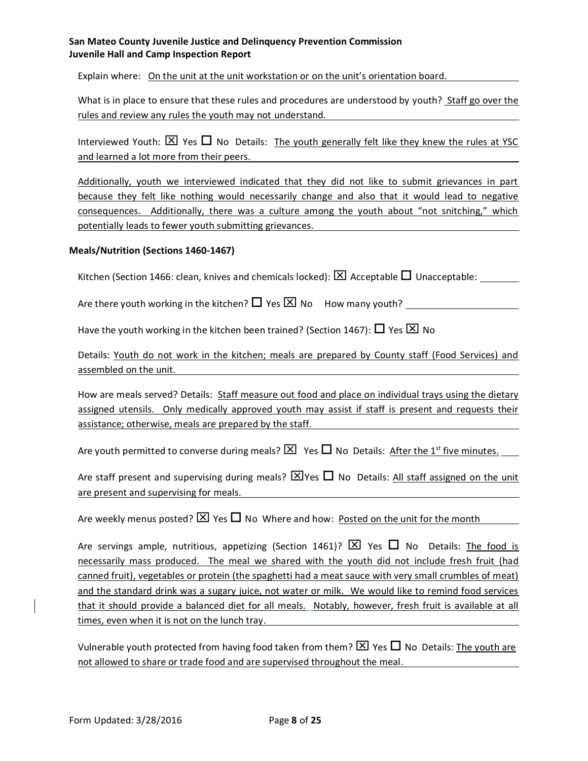Explain where: On the unit at the unit workstation or on the unit's orientation board.

What is in place to ensure that these rules and procedures are understood by youth? Staff go over the rules and review any rules the youth may not understand.

Interviewed Youth: ☒ Yes ☐ No Details: The youth generally felt like they knew the rules at YSC and learned a lot more from their peers.

Additionally, youth we interviewed indicated that they did not like to submit grievances in part because they felt like nothing would necessarily change and also that it would lead to negative consequences. Additionally, there was a culture among the youth about "not snitching," which potentially leads to fewer youth submitting grievances.

**Meals/Nutrition (Sections 1460-1467)**

Kitchen (Section 1466: clean, knives and chemicals locked): ☒ Acceptable ☐ Unacceptable:

Are there youth working in the kitchen? ☐ Yes ☒ No How many youth?

Have the youth working in the kitchen been trained? (Section 1467): ☐ Yes ☒ No

Details: Youth do not work in the kitchen; meals are prepared by County staff (Food Services) and assembled on the unit.

How are meals served? Details: Staff measure out food and place on individual trays using the dietary assigned utensils. Only medically approved youth may assist if staff is present and requests their assistance; otherwise, meals are prepared by the staff.

Are youth permitted to converse during meals? ☒ Yes ☐ No Details: After the 1st five minutes.

Are staff present and supervising during meals? ☒Yes ☐ No Details: All staff assigned on the unit are present and supervising for meals.

Are weekly menus posted? ☒ Yes ☐ No Where and how: Posted on the unit for the month

Are servings ample, nutritious, appetizing (Section 1461)? ☒ Yes ☐ No Details: The food is necessarily mass produced. The meal we shared with the youth did not include fresh fruit (had canned fruit), vegetables or protein (the spaghetti had a meat sauce with very small crumbles of meat) and the standard drink was a sugary juice, not water or milk. We would like to remind food services that it should provide a balanced diet for all meals. Notably, however, fresh fruit is available at all times, even when it is not on the lunch tray.

Vulnerable youth protected from having food taken from them? ☒ Yes ☐ No Details: The youth are not allowed to share or trade food and are supervised throughout the meal.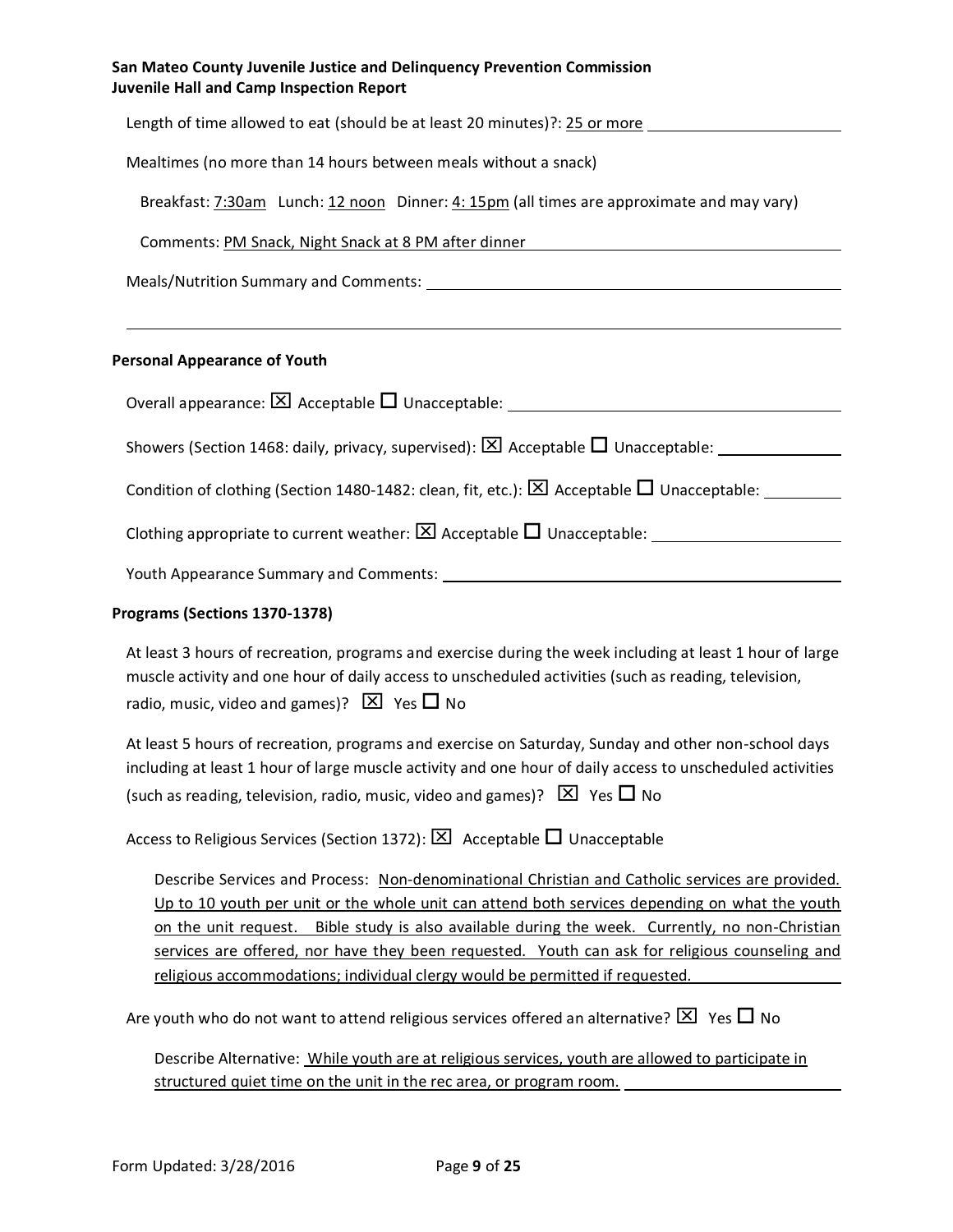Length of time allowed to eat (should be at least 20 minutes)?: 25 or more

Mealtimes (no more than 14 hours between meals without a snack)

Breakfast: 7:30am Lunch: 12 noon Dinner: 4: 15pm (all times are approximate and may vary)

Comments: PM Snack, Night Snack at 8 PM after dinner

Meals/Nutrition Summary and Comments:

**Personal Appearance of Youth**

Overall appearance: ☒ Acceptable ☐ Unacceptable:

Showers (Section 1468: daily, privacy, supervised): ☒ Acceptable ☐ Unacceptable:

Condition of clothing (Section 1480-1482: clean, fit, etc.): ☒ Acceptable ☐ Unacceptable:

Clothing appropriate to current weather: ☒ Acceptable ☐ Unacceptable:

Youth Appearance Summary and Comments:

**Programs (Sections 1370-1378)**

At least 3 hours of recreation, programs and exercise during the week including at least 1 hour of large muscle activity and one hour of daily access to unscheduled activities (such as reading, television, radio, music, video and games)? ☒ Yes ☐ No

At least 5 hours of recreation, programs and exercise on Saturday, Sunday and other non-school days including at least 1 hour of large muscle activity and one hour of daily access to unscheduled activities (such as reading, television, radio, music, video and games)? ☒ Yes ☐ No

Access to Religious Services (Section 1372): ☒ Acceptable ☐ Unacceptable

Describe Services and Process: Non-denominational Christian and Catholic services are provided. Up to 10 youth per unit or the whole unit can attend both services depending on what the youth on the unit request. Bible study is also available during the week. Currently, no non-Christian services are offered, nor have they been requested. Youth can ask for religious counseling and religious accommodations; individual clergy would be permitted if requested.

Are youth who do not want to attend religious services offered an alternative? ☒ Yes ☐ No

Describe Alternative: While youth are at religious services, youth are allowed to participate in structured quiet time on the unit in the rec area, or program room.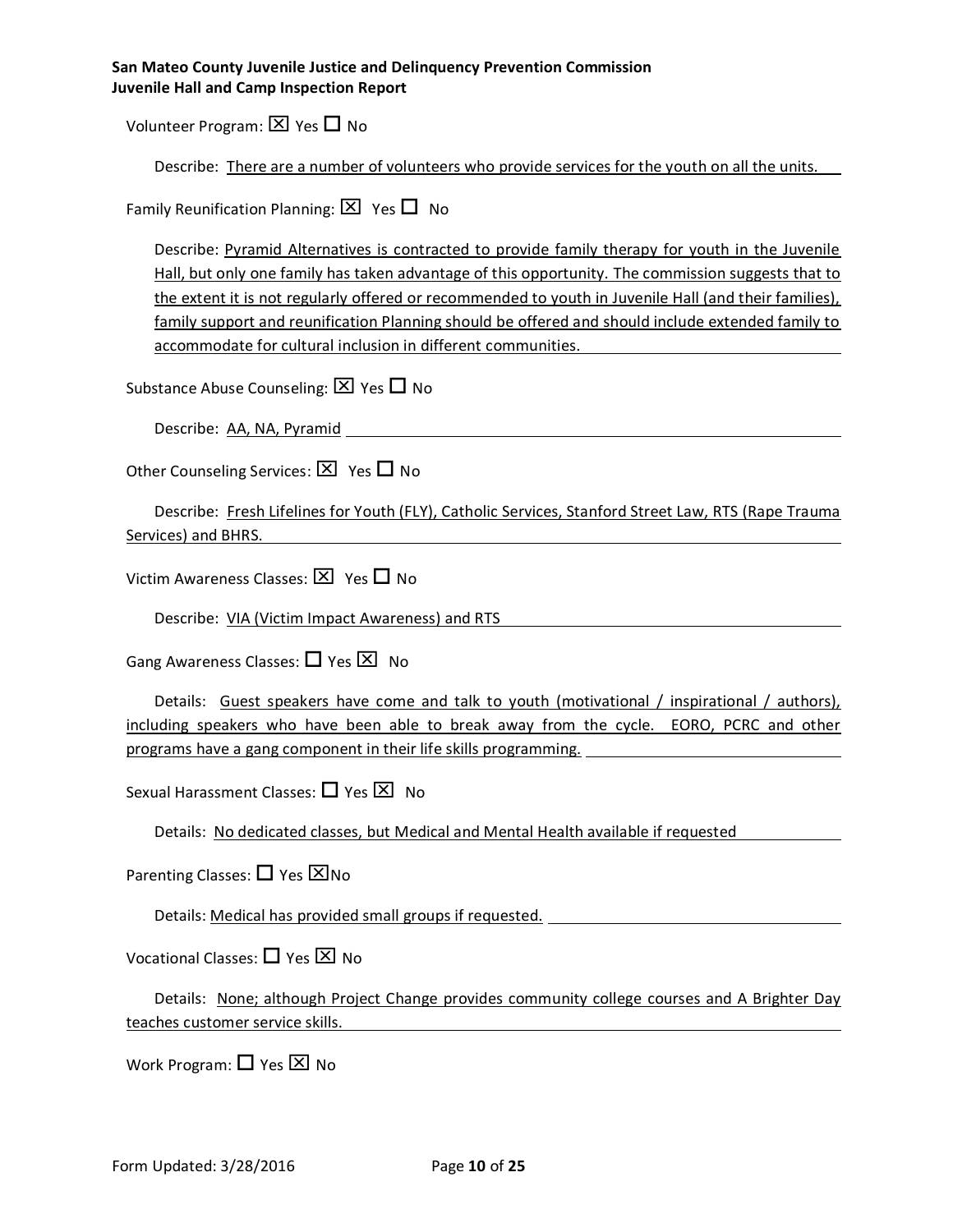Volunteer Program: ☒ Yes ☐ No

Describe: There are a number of volunteers who provide services for the youth on all the units.

Family Reunification Planning: ☒ Yes ☐ No

Describe: Pyramid Alternatives is contracted to provide family therapy for youth in the Juvenile Hall, but only one family has taken advantage of this opportunity. The commission suggests that to the extent it is not regularly offered or recommended to youth in Juvenile Hall (and their families), family support and reunification Planning should be offered and should include extended family to accommodate for cultural inclusion in different communities.

Substance Abuse Counseling: ☒ Yes ☐ No

Describe: AA, NA, Pyramid

Other Counseling Services: ☒ Yes ☐ No

Describe: Fresh Lifelines for Youth (FLY), Catholic Services, Stanford Street Law, RTS (Rape Trauma Services) and BHRS.

Victim Awareness Classes: ☒ Yes ☐ No

Describe: VIA (Victim Impact Awareness) and RTS

Gang Awareness Classes: ☐ Yes ☒ No

Details: Guest speakers have come and talk to youth (motivational / inspirational / authors), including speakers who have been able to break away from the cycle. EORO, PCRC and other programs have a gang component in their life skills programming.

Sexual Harassment Classes: ☐ Yes ☒ No

Details: No dedicated classes, but Medical and Mental Health available if requested

Parenting Classes: ☐ Yes ☒ No

Details: Medical has provided small groups if requested.

Vocational Classes: ☐ Yes ☒ No

Details: None; although Project Change provides community college courses and A Brighter Day teaches customer service skills.

Work Program: ☐ Yes ☒ No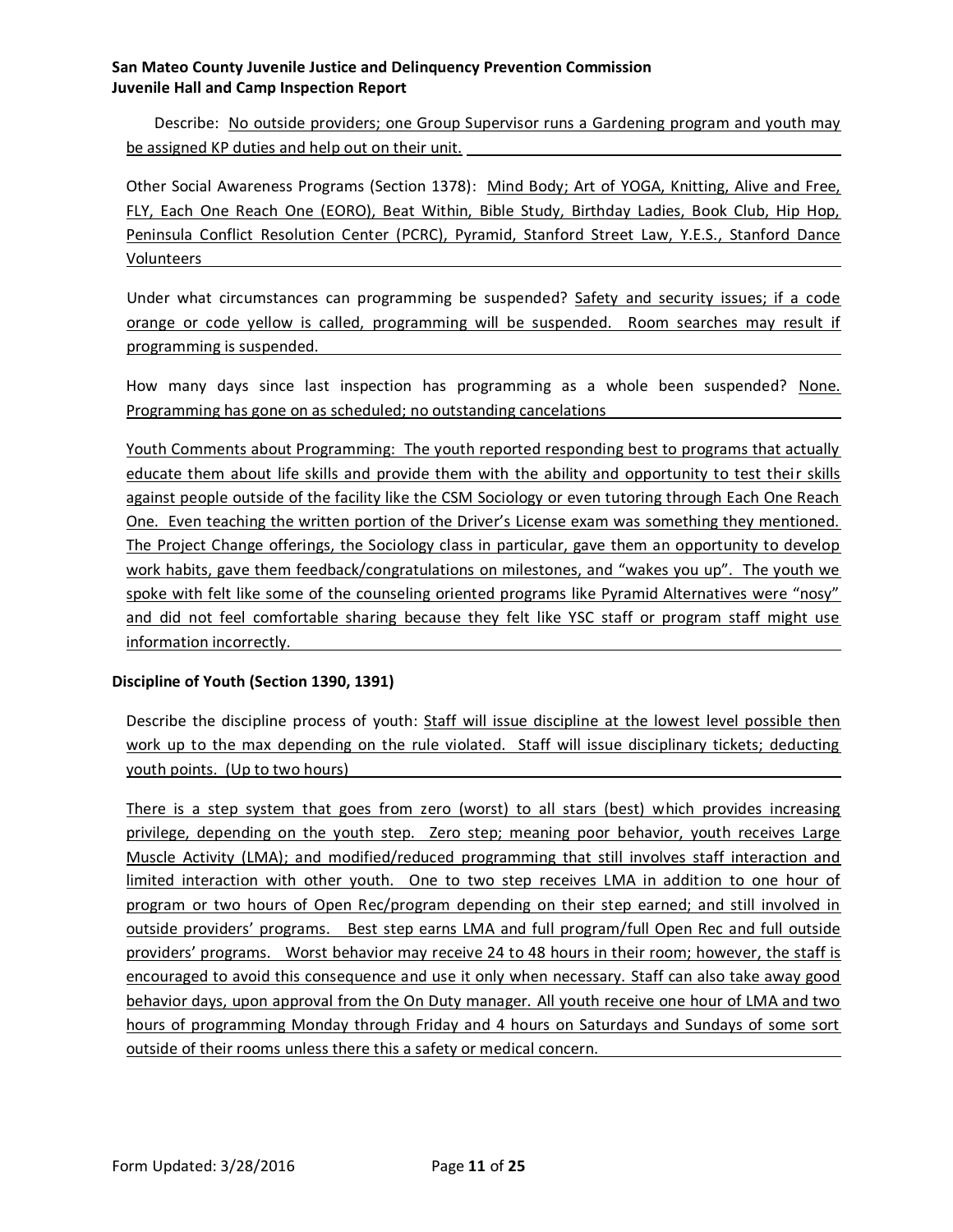Describe: No outside providers; one Group Supervisor runs a Gardening program and youth may be assigned KP duties and help out on their unit.

Other Social Awareness Programs (Section 1378): Mind Body; Art of YOGA, Knitting, Alive and Free, FLY, Each One Reach One (EORO), Beat Within, Bible Study, Birthday Ladies, Book Club, Hip Hop, Peninsula Conflict Resolution Center (PCRC), Pyramid, Stanford Street Law, Y.E.S., Stanford Dance Volunteers

Under what circumstances can programming be suspended? Safety and security issues; if a code orange or code yellow is called, programming will be suspended. Room searches may result if programming is suspended.

How many days since last inspection has programming as a whole been suspended? None. Programming has gone on as scheduled; no outstanding cancelations

Youth Comments about Programming: The youth reported responding best to programs that actually educate them about life skills and provide them with the ability and opportunity to test their skills against people outside of the facility like the CSM Sociology or even tutoring through Each One Reach One. Even teaching the written portion of the Driver's License exam was something they mentioned. The Project Change offerings, the Sociology class in particular, gave them an opportunity to develop work habits, gave them feedback/congratulations on milestones, and "wakes you up". The youth we spoke with felt like some of the counseling oriented programs like Pyramid Alternatives were "nosy" and did not feel comfortable sharing because they felt like YSC staff or program staff might use information incorrectly.

**Discipline of Youth (Section 1390, 1391)**

Describe the discipline process of youth: Staff will issue discipline at the lowest level possible then work up to the max depending on the rule violated. Staff will issue disciplinary tickets; deducting youth points. (Up to two hours)

There is a step system that goes from zero (worst) to all stars (best) which provides increasing privilege, depending on the youth step. Zero step; meaning poor behavior, youth receives Large Muscle Activity (LMA); and modified/reduced programming that still involves staff interaction and limited interaction with other youth. One to two step receives LMA in addition to one hour of program or two hours of Open Rec/program depending on their step earned; and still involved in outside providers' programs. Best step earns LMA and full program/full Open Rec and full outside providers' programs. Worst behavior may receive 24 to 48 hours in their room; however, the staff is encouraged to avoid this consequence and use it only when necessary. Staff can also take away good behavior days, upon approval from the On Duty manager. All youth receive one hour of LMA and two hours of programming Monday through Friday and 4 hours on Saturdays and Sundays of some sort outside of their rooms unless there this a safety or medical concern.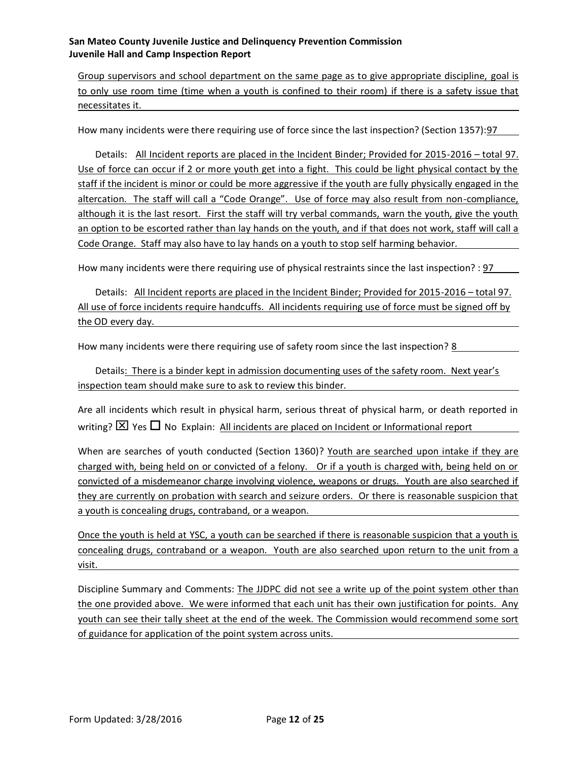Group supervisors and school department on the same page as to give appropriate discipline, goal is to only use room time (time when a youth is confined to their room) if there is a safety issue that necessitates it.

How many incidents were there requiring use of force since the last inspection? (Section 1357): 97

Details: All Incident reports are placed in the Incident Binder; Provided for 2015-2016 – total 97. Use of force can occur if 2 or more youth get into a fight. This could be light physical contact by the staff if the incident is minor or could be more aggressive if the youth are fully physically engaged in the altercation. The staff will call a "Code Orange". Use of force may also result from non-compliance, although it is the last resort. First the staff will try verbal commands, warn the youth, give the youth an option to be escorted rather than lay hands on the youth, and if that does not work, staff will call a Code Orange. Staff may also have to lay hands on a youth to stop self harming behavior.

How many incidents were there requiring use of physical restraints since the last inspection? : 97

Details: All Incident reports are placed in the Incident Binder; Provided for 2015-2016 – total 97. All use of force incidents require handcuffs. All incidents requiring use of force must be signed off by the OD every day.

How many incidents were there requiring use of safety room since the last inspection? 8

Details: There is a binder kept in admission documenting uses of the safety room. Next year's inspection team should make sure to ask to review this binder.

Are all incidents which result in physical harm, serious threat of physical harm, or death reported in writing? ☒ Yes ☐ No Explain: All incidents are placed on Incident or Informational report

When are searches of youth conducted (Section 1360)? Youth are searched upon intake if they are charged with, being held on or convicted of a felony. Or if a youth is charged with, being held on or convicted of a misdemeanor charge involving violence, weapons or drugs. Youth are also searched if they are currently on probation with search and seizure orders. Or there is reasonable suspicion that a youth is concealing drugs, contraband, or a weapon.

Once the youth is held at YSC, a youth can be searched if there is reasonable suspicion that a youth is concealing drugs, contraband or a weapon. Youth are also searched upon return to the unit from a visit.

Discipline Summary and Comments: The JJDPC did not see a write up of the point system other than the one provided above. We were informed that each unit has their own justification for points. Any youth can see their tally sheet at the end of the week. The Commission would recommend some sort of guidance for application of the point system across units.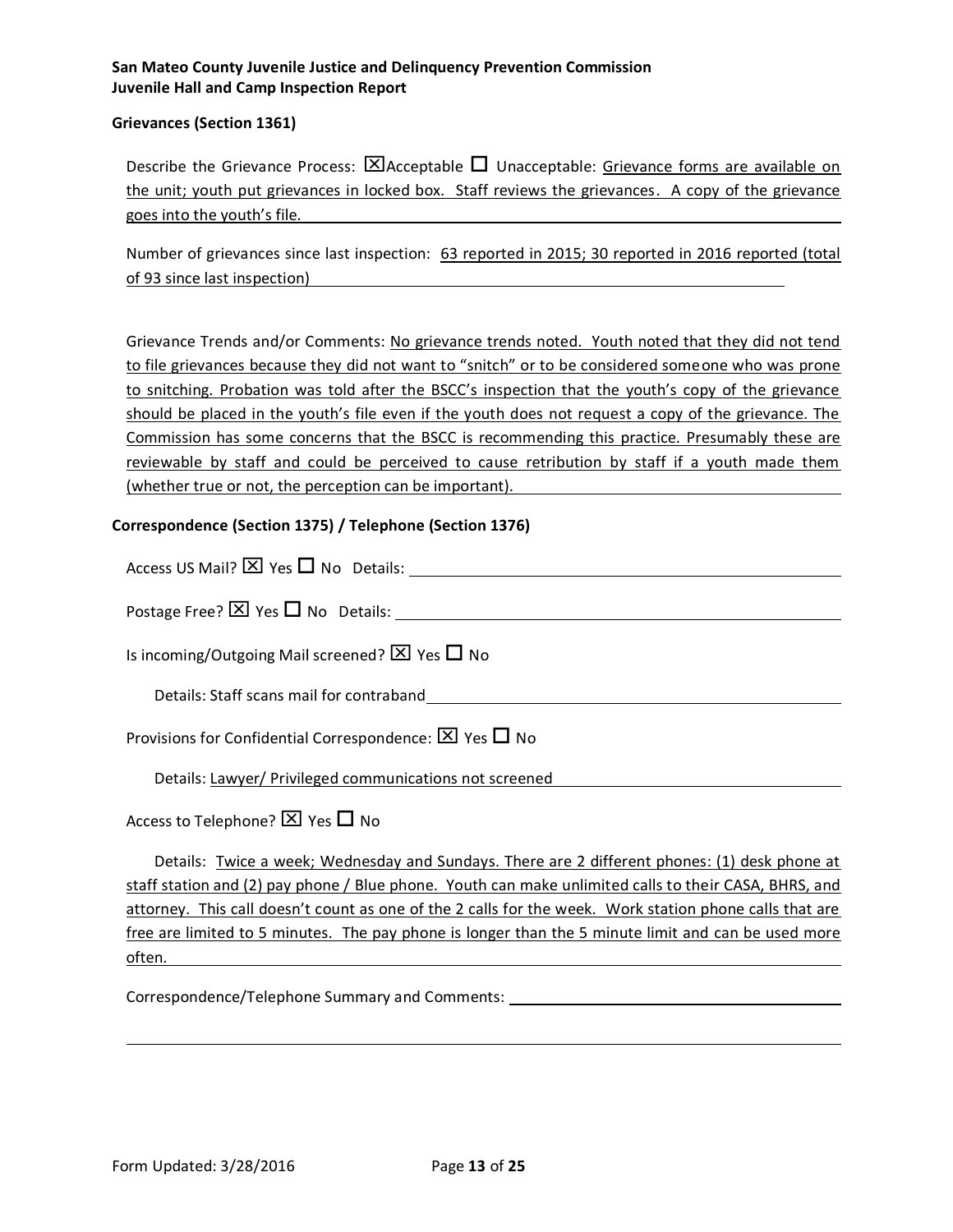**San Mateo County Juvenile Justice and Delinquency Prevention Commission**
**Juvenile Hall and Camp Inspection Report**

**Grievances (Section 1361)**

Describe the Grievance Process: ☒Acceptable ☐ Unacceptable: Grievance forms are available on the unit; youth put grievances in locked box. Staff reviews the grievances. A copy of the grievance goes into the youth's file.

Number of grievances since last inspection: 63 reported in 2015; 30 reported in 2016 reported (total of 93 since last inspection)

Grievance Trends and/or Comments: No grievance trends noted. Youth noted that they did not tend to file grievances because they did not want to "snitch" or to be considered someone who was prone to snitching. Probation was told after the BSCC's inspection that the youth's copy of the grievance should be placed in the youth's file even if the youth does not request a copy of the grievance. The Commission has some concerns that the BSCC is recommending this practice. Presumably these are reviewable by staff and could be perceived to cause retribution by staff if a youth made them (whether true or not, the perception can be important).

**Correspondence (Section 1375) / Telephone (Section 1376)**

Access US Mail? ☒ Yes ☐ No Details:

Postage Free? ☒ Yes ☐ No Details:

Is incoming/Outgoing Mail screened? ☒ Yes ☐ No

Details: Staff scans mail for contraband

Provisions for Confidential Correspondence: ☒ Yes ☐ No

Details: Lawyer/ Privileged communications not screened

Access to Telephone? ☒ Yes ☐ No

Details: Twice a week; Wednesday and Sundays. There are 2 different phones: (1) desk phone at staff station and (2) pay phone / Blue phone. Youth can make unlimited calls to their CASA, BHRS, and attorney. This call doesn't count as one of the 2 calls for the week. Work station phone calls that are free are limited to 5 minutes. The pay phone is longer than the 5 minute limit and can be used more often.

Correspondence/Telephone Summary and Comments: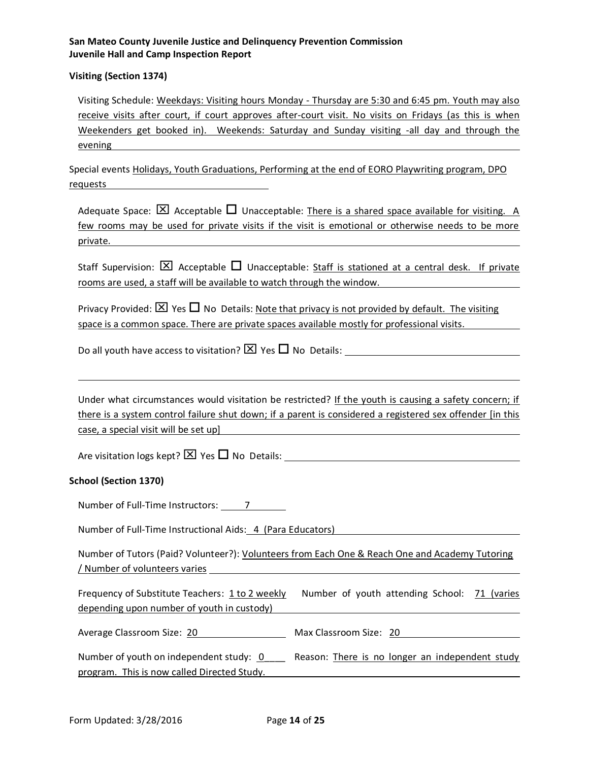**San Mateo County Juvenile Justice and Delinquency Prevention Commission**
**Juvenile Hall and Camp Inspection Report**

**Visiting (Section 1374)**

Visiting Schedule: Weekdays: Visiting hours Monday - Thursday are 5:30 and 6:45 pm. Youth may also receive visits after court, if court approves after-court visit. No visits on Fridays (as this is when Weekenders get booked in). Weekends: Saturday and Sunday visiting -all day and through the evening

Special events Holidays, Youth Graduations, Performing at the end of EORO Playwriting program, DPO requests

Adequate Space: ☒ Acceptable ☐ Unacceptable: There is a shared space available for visiting. A few rooms may be used for private visits if the visit is emotional or otherwise needs to be more private.

Staff Supervision: ☒ Acceptable ☐ Unacceptable: Staff is stationed at a central desk. If private rooms are used, a staff will be available to watch through the window.

Privacy Provided: ☒ Yes ☐ No Details: Note that privacy is not provided by default. The visiting space is a common space. There are private spaces available mostly for professional visits.

Do all youth have access to visitation? ☒ Yes ☐ No Details:

Under what circumstances would visitation be restricted? If the youth is causing a safety concern; if there is a system control failure shut down; if a parent is considered a registered sex offender [in this case, a special visit will be set up]

Are visitation logs kept? ☒ Yes ☐ No Details:

**School (Section 1370)**

Number of Full-Time Instructors: 7

Number of Full-Time Instructional Aids: 4 (Para Educators)

Number of Tutors (Paid? Volunteer?): Volunteers from Each One & Reach One and Academy Tutoring / Number of volunteers varies

Frequency of Substitute Teachers: 1 to 2 weekly  Number of youth attending School: 71 (varies depending upon number of youth in custody)

Average Classroom Size: 20  Max Classroom Size: 20

Number of youth on independent study: 0  Reason: There is no longer an independent study program. This is now called Directed Study.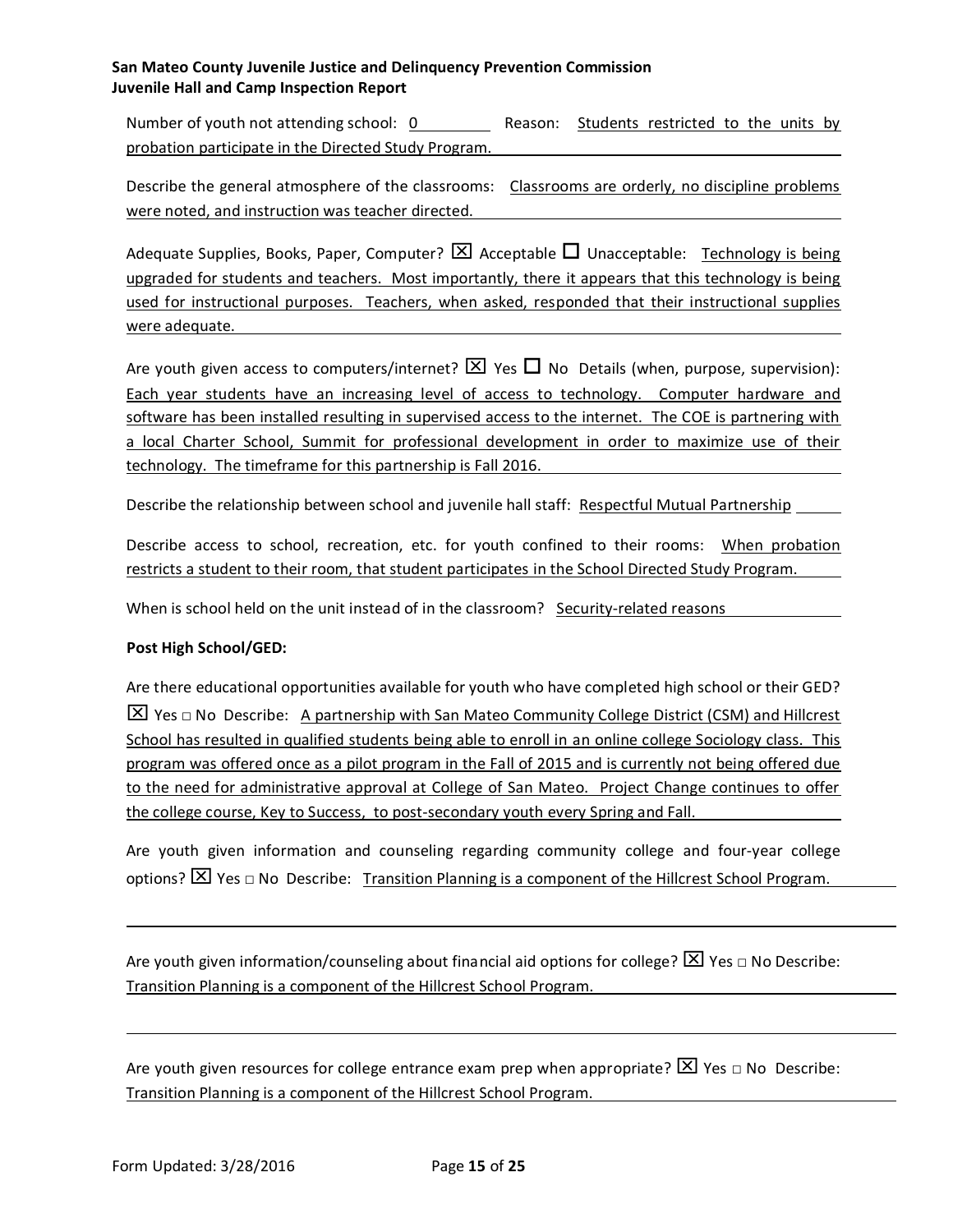Number of youth not attending school: 0 Reason: Students restricted to the units by probation participate in the Directed Study Program.

Describe the general atmosphere of the classrooms: Classrooms are orderly, no discipline problems were noted, and instruction was teacher directed.

Adequate Supplies, Books, Paper, Computer? ☒ Acceptable ☐ Unacceptable: Technology is being upgraded for students and teachers. Most importantly, there it appears that this technology is being used for instructional purposes. Teachers, when asked, responded that their instructional supplies were adequate.

Are youth given access to computers/internet? ☒ Yes ☐ No Details (when, purpose, supervision): Each year students have an increasing level of access to technology. Computer hardware and software has been installed resulting in supervised access to the internet. The COE is partnering with a local Charter School, Summit for professional development in order to maximize use of their technology. The timeframe for this partnership is Fall 2016.

Describe the relationship between school and juvenile hall staff: Respectful Mutual Partnership

Describe access to school, recreation, etc. for youth confined to their rooms: When probation restricts a student to their room, that student participates in the School Directed Study Program.

When is school held on the unit instead of in the classroom? Security-related reasons

**Post High School/GED:**

Are there educational opportunities available for youth who have completed high school or their GED? ☒ Yes ☐ No Describe: A partnership with San Mateo Community College District (CSM) and Hillcrest School has resulted in qualified students being able to enroll in an online college Sociology class. This program was offered once as a pilot program in the Fall of 2015 and is currently not being offered due to the need for administrative approval at College of San Mateo. Project Change continues to offer the college course, Key to Success, to post-secondary youth every Spring and Fall.

Are youth given information and counseling regarding community college and four-year college options? ☒ Yes ☐ No Describe: Transition Planning is a component of the Hillcrest School Program.

Are youth given information/counseling about financial aid options for college? ☒ Yes ☐ No Describe: Transition Planning is a component of the Hillcrest School Program.

Are youth given resources for college entrance exam prep when appropriate? ☒ Yes ☐ No Describe: Transition Planning is a component of the Hillcrest School Program.

Form Updated: 3/28/2016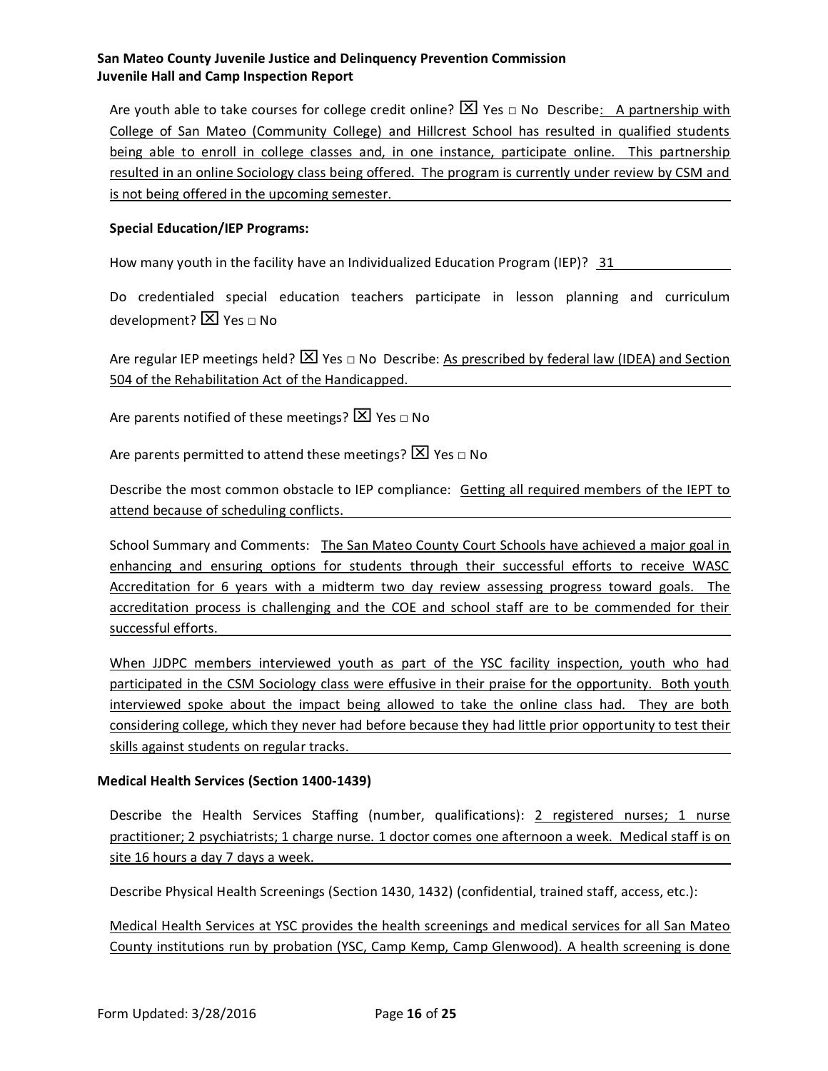Are youth able to take courses for college credit online? ☒ Yes □ No Describe: A partnership with College of San Mateo (Community College) and Hillcrest School has resulted in qualified students being able to enroll in college classes and, in one instance, participate online. This partnership resulted in an online Sociology class being offered. The program is currently under review by CSM and is not being offered in the upcoming semester.

**Special Education/IEP Programs:**

How many youth in the facility have an Individualized Education Program (IEP)? 31

Do credentialed special education teachers participate in lesson planning and curriculum development? ☒ Yes □ No

Are regular IEP meetings held? ☒ Yes □ No Describe: As prescribed by federal law (IDEA) and Section 504 of the Rehabilitation Act of the Handicapped.

Are parents notified of these meetings? ☒ Yes □ No

Are parents permitted to attend these meetings? ☒ Yes □ No

Describe the most common obstacle to IEP compliance: Getting all required members of the IEPT to attend because of scheduling conflicts.

School Summary and Comments: The San Mateo County Court Schools have achieved a major goal in enhancing and ensuring options for students through their successful efforts to receive WASC Accreditation for 6 years with a midterm two day review assessing progress toward goals. The accreditation process is challenging and the COE and school staff are to be commended for their successful efforts.

When JJDPC members interviewed youth as part of the YSC facility inspection, youth who had participated in the CSM Sociology class were effusive in their praise for the opportunity. Both youth interviewed spoke about the impact being allowed to take the online class had. They are both considering college, which they never had before because they had little prior opportunity to test their skills against students on regular tracks.

**Medical Health Services (Section 1400-1439)**

Describe the Health Services Staffing (number, qualifications): 2 registered nurses; 1 nurse practitioner; 2 psychiatrists; 1 charge nurse. 1 doctor comes one afternoon a week. Medical staff is on site 16 hours a day 7 days a week.

Describe Physical Health Screenings (Section 1430, 1432) (confidential, trained staff, access, etc.):

Medical Health Services at YSC provides the health screenings and medical services for all San Mateo County institutions run by probation (YSC, Camp Kemp, Camp Glenwood). A health screening is done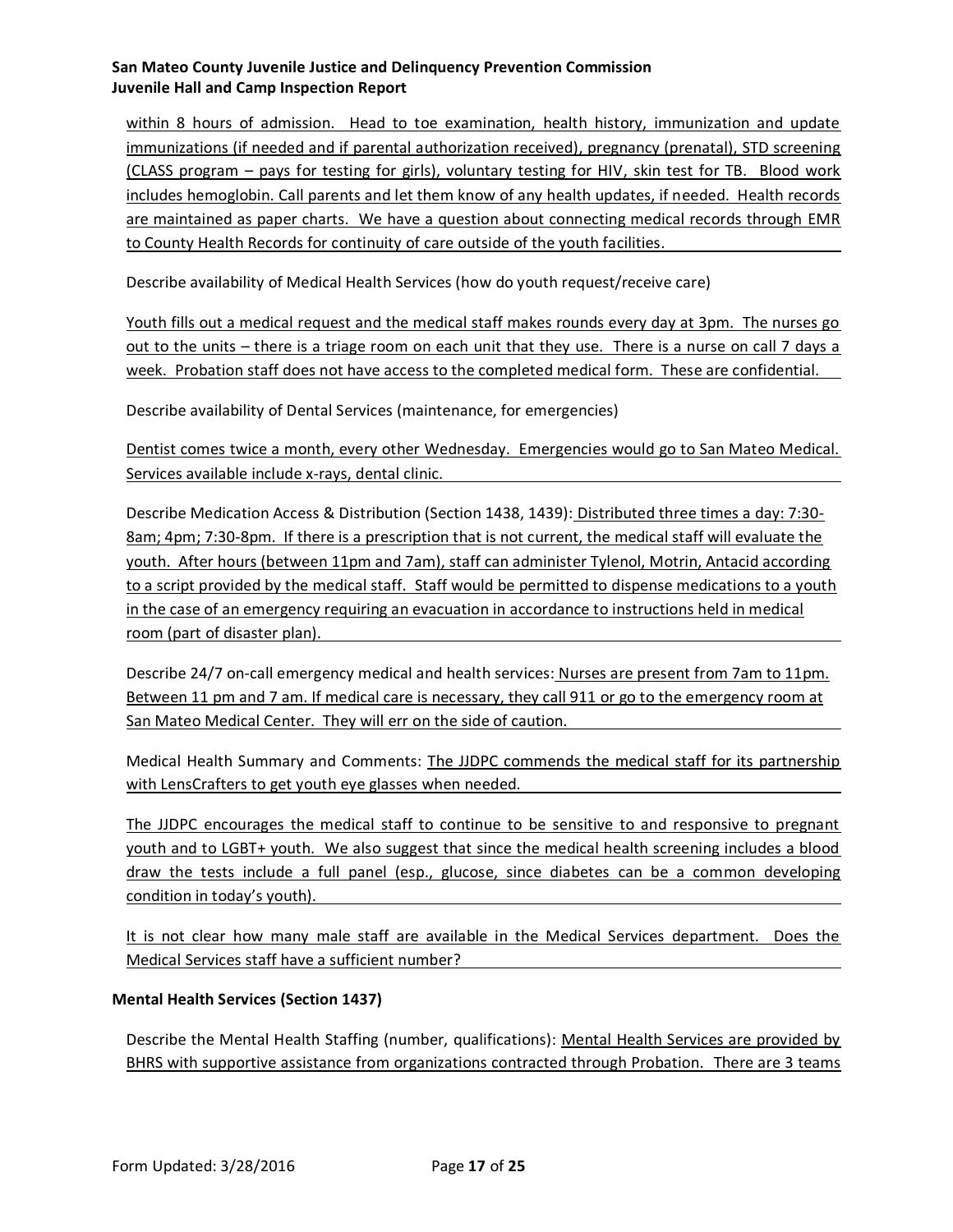within 8 hours of admission. Head to toe examination, health history, immunization and update immunizations (if needed and if parental authorization received), pregnancy (prenatal), STD screening (CLASS program – pays for testing for girls), voluntary testing for HIV, skin test for TB. Blood work includes hemoglobin. Call parents and let them know of any health updates, if needed. Health records are maintained as paper charts. We have a question about connecting medical records through EMR to County Health Records for continuity of care outside of the youth facilities.

Describe availability of Medical Health Services (how do youth request/receive care)

Youth fills out a medical request and the medical staff makes rounds every day at 3pm. The nurses go out to the units – there is a triage room on each unit that they use. There is a nurse on call 7 days a week. Probation staff does not have access to the completed medical form. These are confidential.

Describe availability of Dental Services (maintenance, for emergencies)

Dentist comes twice a month, every other Wednesday. Emergencies would go to San Mateo Medical. Services available include x-rays, dental clinic.

Describe Medication Access & Distribution (Section 1438, 1439): Distributed three times a day: 7:30-8am; 4pm; 7:30-8pm. If there is a prescription that is not current, the medical staff will evaluate the youth. After hours (between 11pm and 7am), staff can administer Tylenol, Motrin, Antacid according to a script provided by the medical staff. Staff would be permitted to dispense medications to a youth in the case of an emergency requiring an evacuation in accordance to instructions held in medical room (part of disaster plan).

Describe 24/7 on-call emergency medical and health services: Nurses are present from 7am to 11pm. Between 11 pm and 7 am. If medical care is necessary, they call 911 or go to the emergency room at San Mateo Medical Center. They will err on the side of caution.

Medical Health Summary and Comments: The JJDPC commends the medical staff for its partnership with LensCrafters to get youth eye glasses when needed.

The JJDPC encourages the medical staff to continue to be sensitive to and responsive to pregnant youth and to LGBT+ youth. We also suggest that since the medical health screening includes a blood draw the tests include a full panel (esp., glucose, since diabetes can be a common developing condition in today's youth).

It is not clear how many male staff are available in the Medical Services department. Does the Medical Services staff have a sufficient number?

**Mental Health Services (Section 1437)**

Describe the Mental Health Staffing (number, qualifications): Mental Health Services are provided by BHRS with supportive assistance from organizations contracted through Probation. There are 3 teams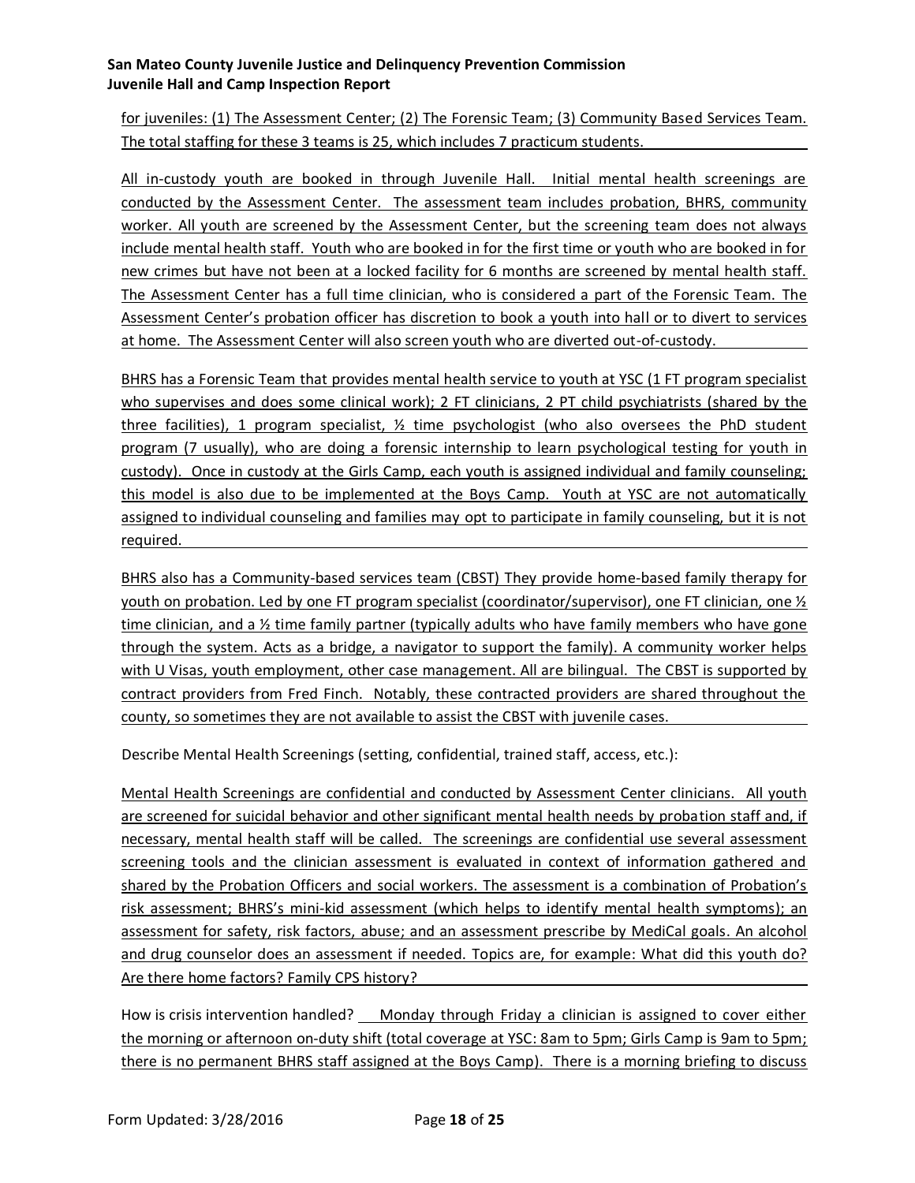for juveniles: (1) The Assessment Center; (2) The Forensic Team; (3) Community Based Services Team. The total staffing for these 3 teams is 25, which includes 7 practicum students.

All in-custody youth are booked in through Juvenile Hall. Initial mental health screenings are conducted by the Assessment Center. The assessment team includes probation, BHRS, community worker. All youth are screened by the Assessment Center, but the screening team does not always include mental health staff. Youth who are booked in for the first time or youth who are booked in for new crimes but have not been at a locked facility for 6 months are screened by mental health staff. The Assessment Center has a full time clinician, who is considered a part of the Forensic Team. The Assessment Center's probation officer has discretion to book a youth into hall or to divert to services at home. The Assessment Center will also screen youth who are diverted out-of-custody.

BHRS has a Forensic Team that provides mental health service to youth at YSC (1 FT program specialist who supervises and does some clinical work); 2 FT clinicians, 2 PT child psychiatrists (shared by the three facilities), 1 program specialist, ½ time psychologist (who also oversees the PhD student program (7 usually), who are doing a forensic internship to learn psychological testing for youth in custody). Once in custody at the Girls Camp, each youth is assigned individual and family counseling; this model is also due to be implemented at the Boys Camp. Youth at YSC are not automatically assigned to individual counseling and families may opt to participate in family counseling, but it is not required.

BHRS also has a Community-based services team (CBST) They provide home-based family therapy for youth on probation. Led by one FT program specialist (coordinator/supervisor), one FT clinician, one ½ time clinician, and a ½ time family partner (typically adults who have family members who have gone through the system. Acts as a bridge, a navigator to support the family). A community worker helps with U Visas, youth employment, other case management. All are bilingual. The CBST is supported by contract providers from Fred Finch. Notably, these contracted providers are shared throughout the county, so sometimes they are not available to assist the CBST with juvenile cases.

Describe Mental Health Screenings (setting, confidential, trained staff, access, etc.):

Mental Health Screenings are confidential and conducted by Assessment Center clinicians. All youth are screened for suicidal behavior and other significant mental health needs by probation staff and, if necessary, mental health staff will be called. The screenings are confidential use several assessment screening tools and the clinician assessment is evaluated in context of information gathered and shared by the Probation Officers and social workers. The assessment is a combination of Probation's risk assessment; BHRS's mini-kid assessment (which helps to identify mental health symptoms); an assessment for safety, risk factors, abuse; and an assessment prescribe by MediCal goals. An alcohol and drug counselor does an assessment if needed. Topics are, for example: What did this youth do? Are there home factors? Family CPS history?

How is crisis intervention handled? Monday through Friday a clinician is assigned to cover either the morning or afternoon on-duty shift (total coverage at YSC: 8am to 5pm; Girls Camp is 9am to 5pm; there is no permanent BHRS staff assigned at the Boys Camp). There is a morning briefing to discuss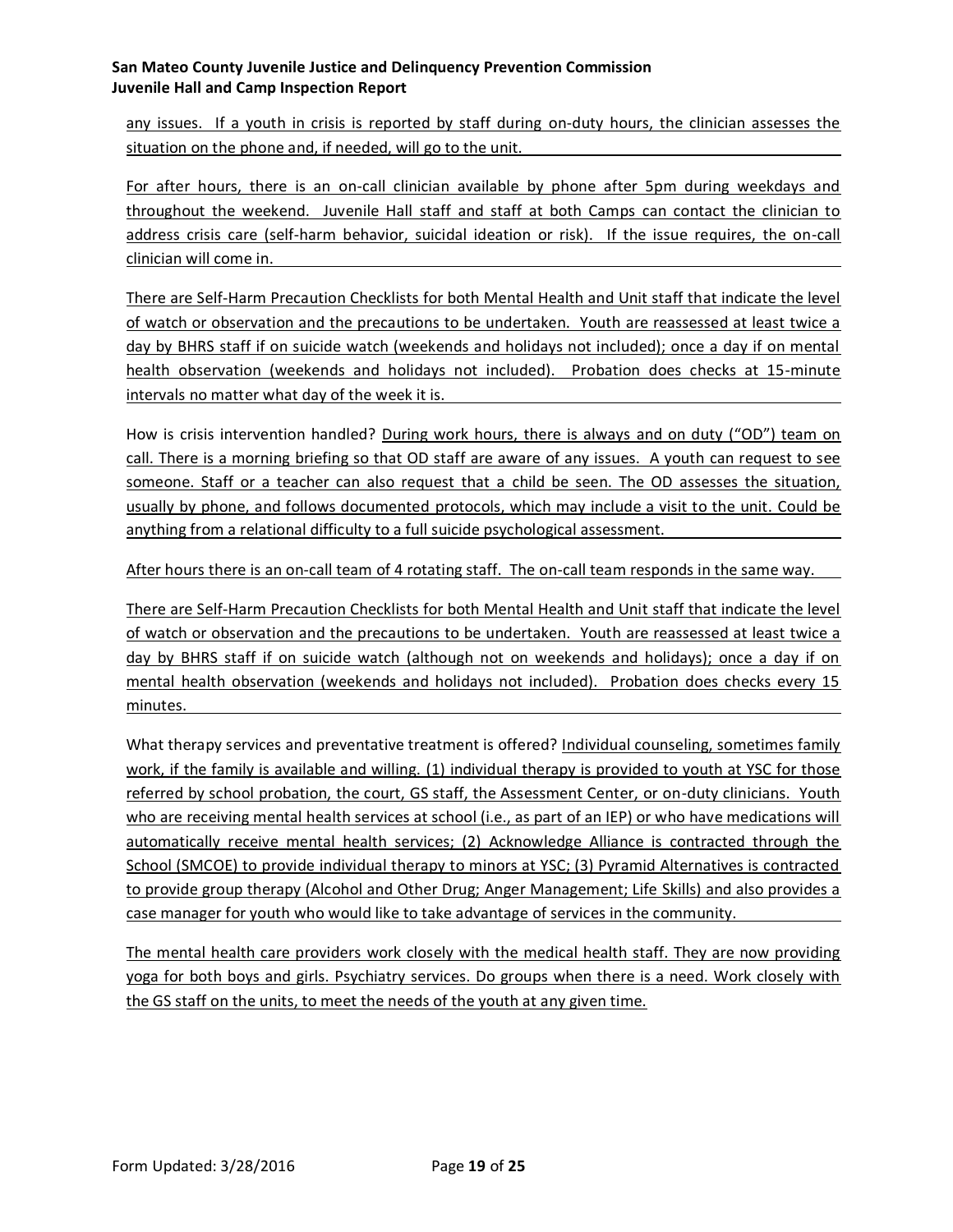any issues. If a youth in crisis is reported by staff during on-duty hours, the clinician assesses the situation on the phone and, if needed, will go to the unit.

For after hours, there is an on-call clinician available by phone after 5pm during weekdays and throughout the weekend. Juvenile Hall staff and staff at both Camps can contact the clinician to address crisis care (self-harm behavior, suicidal ideation or risk). If the issue requires, the on-call clinician will come in.

There are Self-Harm Precaution Checklists for both Mental Health and Unit staff that indicate the level of watch or observation and the precautions to be undertaken. Youth are reassessed at least twice a day by BHRS staff if on suicide watch (weekends and holidays not included); once a day if on mental health observation (weekends and holidays not included). Probation does checks at 15-minute intervals no matter what day of the week it is.

How is crisis intervention handled? During work hours, there is always and on duty ("OD") team on call. There is a morning briefing so that OD staff are aware of any issues. A youth can request to see someone. Staff or a teacher can also request that a child be seen. The OD assesses the situation, usually by phone, and follows documented protocols, which may include a visit to the unit. Could be anything from a relational difficulty to a full suicide psychological assessment.

After hours there is an on-call team of 4 rotating staff. The on-call team responds in the same way.

There are Self-Harm Precaution Checklists for both Mental Health and Unit staff that indicate the level of watch or observation and the precautions to be undertaken. Youth are reassessed at least twice a day by BHRS staff if on suicide watch (although not on weekends and holidays); once a day if on mental health observation (weekends and holidays not included). Probation does checks every 15 minutes.

What therapy services and preventative treatment is offered? Individual counseling, sometimes family work, if the family is available and willing. (1) individual therapy is provided to youth at YSC for those referred by school probation, the court, GS staff, the Assessment Center, or on-duty clinicians. Youth who are receiving mental health services at school (i.e., as part of an IEP) or who have medications will automatically receive mental health services; (2) Acknowledge Alliance is contracted through the School (SMCOE) to provide individual therapy to minors at YSC; (3) Pyramid Alternatives is contracted to provide group therapy (Alcohol and Other Drug; Anger Management; Life Skills) and also provides a case manager for youth who would like to take advantage of services in the community.

The mental health care providers work closely with the medical health staff. They are now providing yoga for both boys and girls. Psychiatry services. Do groups when there is a need. Work closely with the GS staff on the units, to meet the needs of the youth at any given time.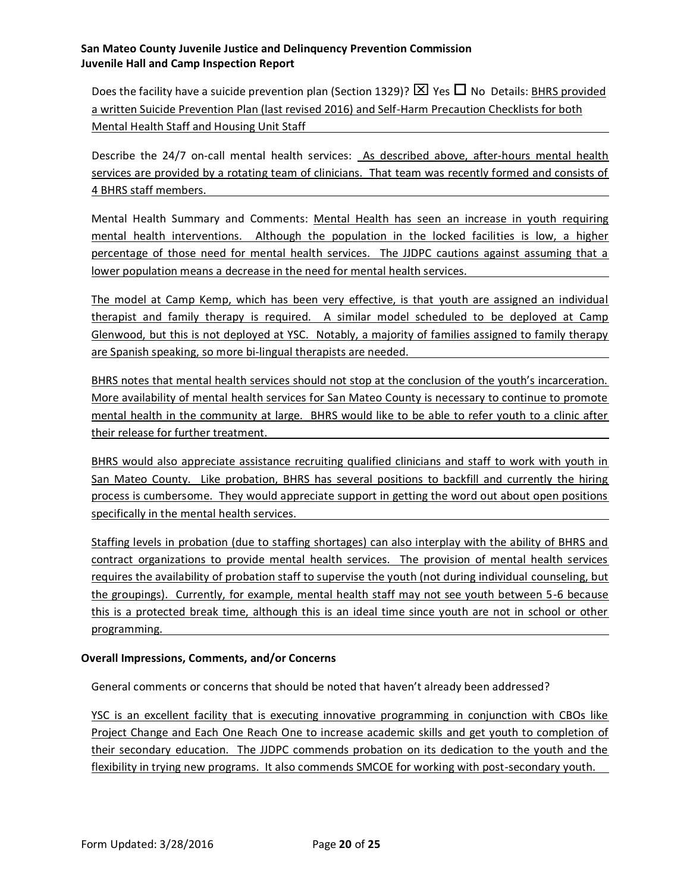Does the facility have a suicide prevention plan (Section 1329)? ☒ Yes ☐ No Details: BHRS provided a written Suicide Prevention Plan (last revised 2016) and Self-Harm Precaution Checklists for both Mental Health Staff and Housing Unit Staff

Describe the 24/7 on-call mental health services: As described above, after-hours mental health services are provided by a rotating team of clinicians. That team was recently formed and consists of 4 BHRS staff members.

Mental Health Summary and Comments: Mental Health has seen an increase in youth requiring mental health interventions. Although the population in the locked facilities is low, a higher percentage of those need for mental health services. The JJDPC cautions against assuming that a lower population means a decrease in the need for mental health services.

The model at Camp Kemp, which has been very effective, is that youth are assigned an individual therapist and family therapy is required. A similar model scheduled to be deployed at Camp Glenwood, but this is not deployed at YSC. Notably, a majority of families assigned to family therapy are Spanish speaking, so more bi-lingual therapists are needed.

BHRS notes that mental health services should not stop at the conclusion of the youth's incarceration. More availability of mental health services for San Mateo County is necessary to continue to promote mental health in the community at large. BHRS would like to be able to refer youth to a clinic after their release for further treatment.

BHRS would also appreciate assistance recruiting qualified clinicians and staff to work with youth in San Mateo County. Like probation, BHRS has several positions to backfill and currently the hiring process is cumbersome. They would appreciate support in getting the word out about open positions specifically in the mental health services.

Staffing levels in probation (due to staffing shortages) can also interplay with the ability of BHRS and contract organizations to provide mental health services. The provision of mental health services requires the availability of probation staff to supervise the youth (not during individual counseling, but the groupings). Currently, for example, mental health staff may not see youth between 5-6 because this is a protected break time, although this is an ideal time since youth are not in school or other programming.

**Overall Impressions, Comments, and/or Concerns**

General comments or concerns that should be noted that haven't already been addressed?

YSC is an excellent facility that is executing innovative programming in conjunction with CBOs like Project Change and Each One Reach One to increase academic skills and get youth to completion of their secondary education. The JJDPC commends probation on its dedication to the youth and the flexibility in trying new programs. It also commends SMCOE for working with post-secondary youth.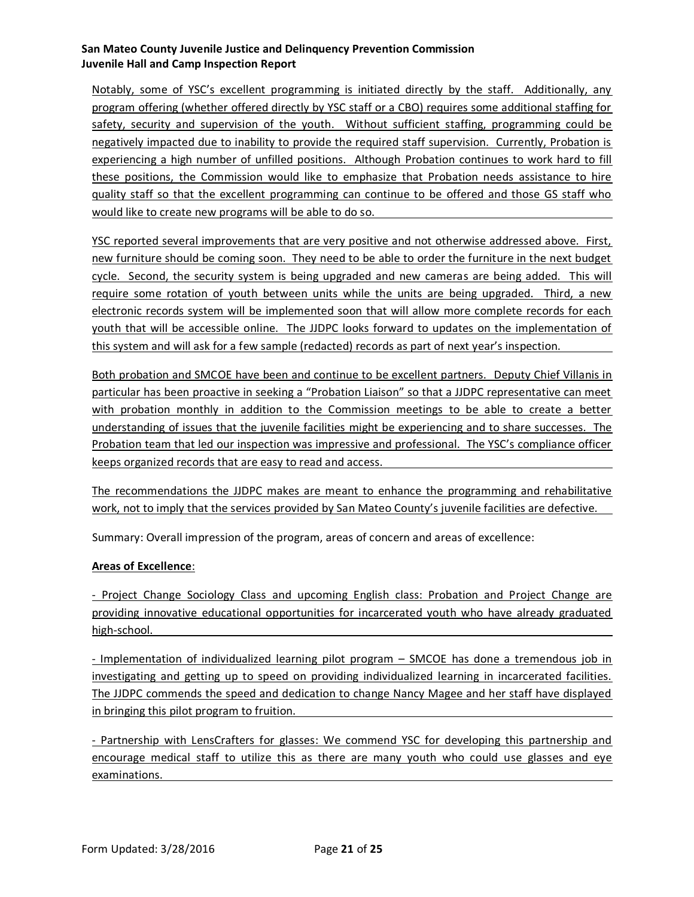Notably, some of YSC's excellent programming is initiated directly by the staff. Additionally, any program offering (whether offered directly by YSC staff or a CBO) requires some additional staffing for safety, security and supervision of the youth. Without sufficient staffing, programming could be negatively impacted due to inability to provide the required staff supervision. Currently, Probation is experiencing a high number of unfilled positions. Although Probation continues to work hard to fill these positions, the Commission would like to emphasize that Probation needs assistance to hire quality staff so that the excellent programming can continue to be offered and those GS staff who would like to create new programs will be able to do so.

YSC reported several improvements that are very positive and not otherwise addressed above. First, new furniture should be coming soon. They need to be able to order the furniture in the next budget cycle. Second, the security system is being upgraded and new cameras are being added. This will require some rotation of youth between units while the units are being upgraded. Third, a new electronic records system will be implemented soon that will allow more complete records for each youth that will be accessible online. The JJDPC looks forward to updates on the implementation of this system and will ask for a few sample (redacted) records as part of next year's inspection.

Both probation and SMCOE have been and continue to be excellent partners. Deputy Chief Villanis in particular has been proactive in seeking a "Probation Liaison" so that a JJDPC representative can meet with probation monthly in addition to the Commission meetings to be able to create a better understanding of issues that the juvenile facilities might be experiencing and to share successes. The Probation team that led our inspection was impressive and professional. The YSC's compliance officer keeps organized records that are easy to read and access.

The recommendations the JJDPC makes are meant to enhance the programming and rehabilitative work, not to imply that the services provided by San Mateo County's juvenile facilities are defective.

Summary: Overall impression of the program, areas of concern and areas of excellence:

**Areas of Excellence**:

- Project Change Sociology Class and upcoming English class: Probation and Project Change are providing innovative educational opportunities for incarcerated youth who have already graduated high-school.

- Implementation of individualized learning pilot program – SMCOE has done a tremendous job in investigating and getting up to speed on providing individualized learning in incarcerated facilities. The JJDPC commends the speed and dedication to change Nancy Magee and her staff have displayed in bringing this pilot program to fruition.

- Partnership with LensCrafters for glasses: We commend YSC for developing this partnership and encourage medical staff to utilize this as there are many youth who could use glasses and eye examinations.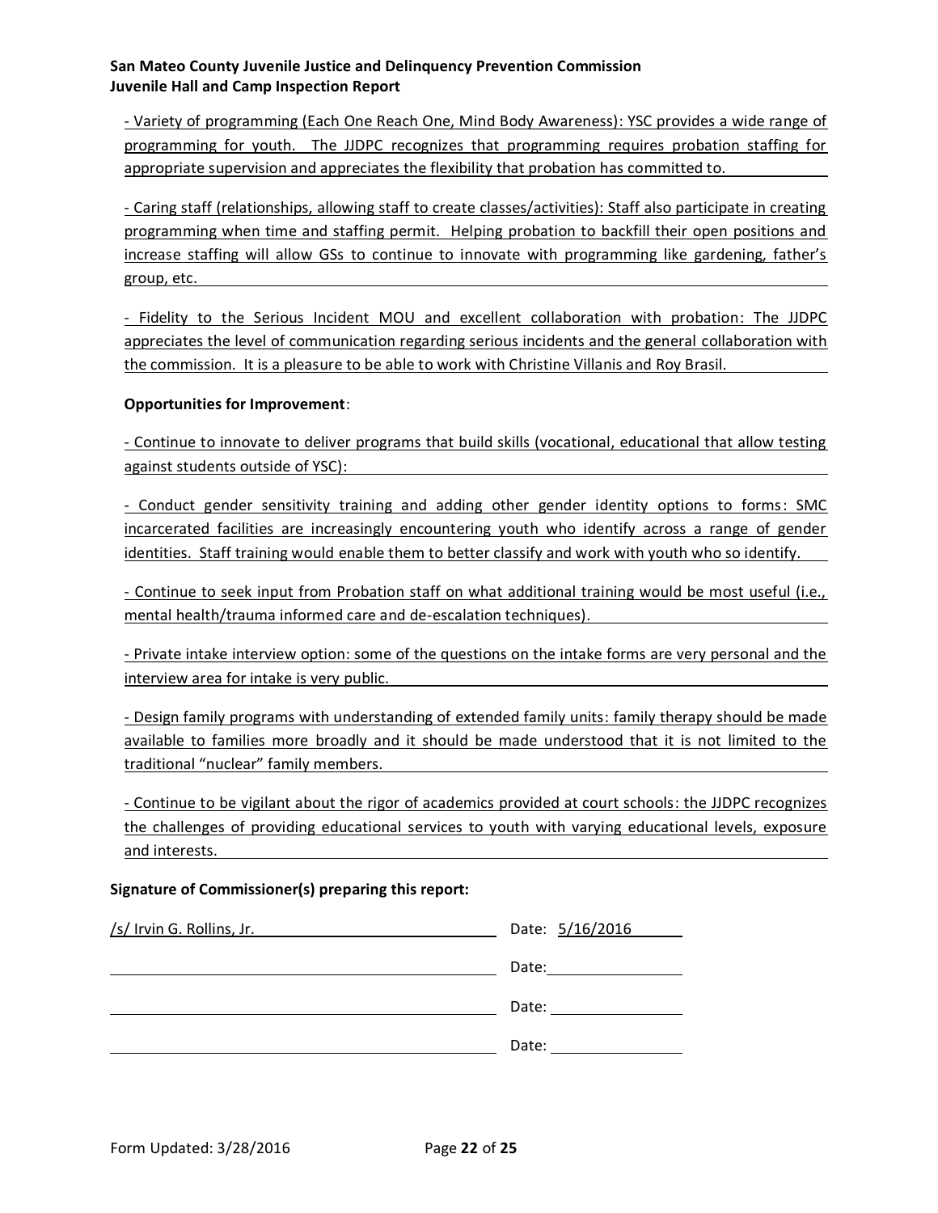- Variety of programming (Each One Reach One, Mind Body Awareness): YSC provides a wide range of programming for youth. The JJDPC recognizes that programming requires probation staffing for appropriate supervision and appreciates the flexibility that probation has committed to.

- Caring staff (relationships, allowing staff to create classes/activities): Staff also participate in creating programming when time and staffing permit. Helping probation to backfill their open positions and increase staffing will allow GSs to continue to innovate with programming like gardening, father's group, etc.

- Fidelity to the Serious Incident MOU and excellent collaboration with probation: The JJDPC appreciates the level of communication regarding serious incidents and the general collaboration with the commission. It is a pleasure to be able to work with Christine Villanis and Roy Brasil.

**Opportunities for Improvement**:

- Continue to innovate to deliver programs that build skills (vocational, educational that allow testing against students outside of YSC):

- Conduct gender sensitivity training and adding other gender identity options to forms: SMC incarcerated facilities are increasingly encountering youth who identify across a range of gender identities. Staff training would enable them to better classify and work with youth who so identify.

- Continue to seek input from Probation staff on what additional training would be most useful (i.e., mental health/trauma informed care and de-escalation techniques).

- Private intake interview option: some of the questions on the intake forms are very personal and the interview area for intake is very public.

- Design family programs with understanding of extended family units: family therapy should be made available to families more broadly and it should be made understood that it is not limited to the traditional "nuclear" family members.

- Continue to be vigilant about the rigor of academics provided at court schools: the JJDPC recognizes the challenges of providing educational services to youth with varying educational levels, exposure and interests.

**Signature of Commissioner(s) preparing this report:**

/s/ Irvin G. Rollins, Jr. Date: 5/16/2016

Date:

Date:

Date:

Form Updated: 3/28/2016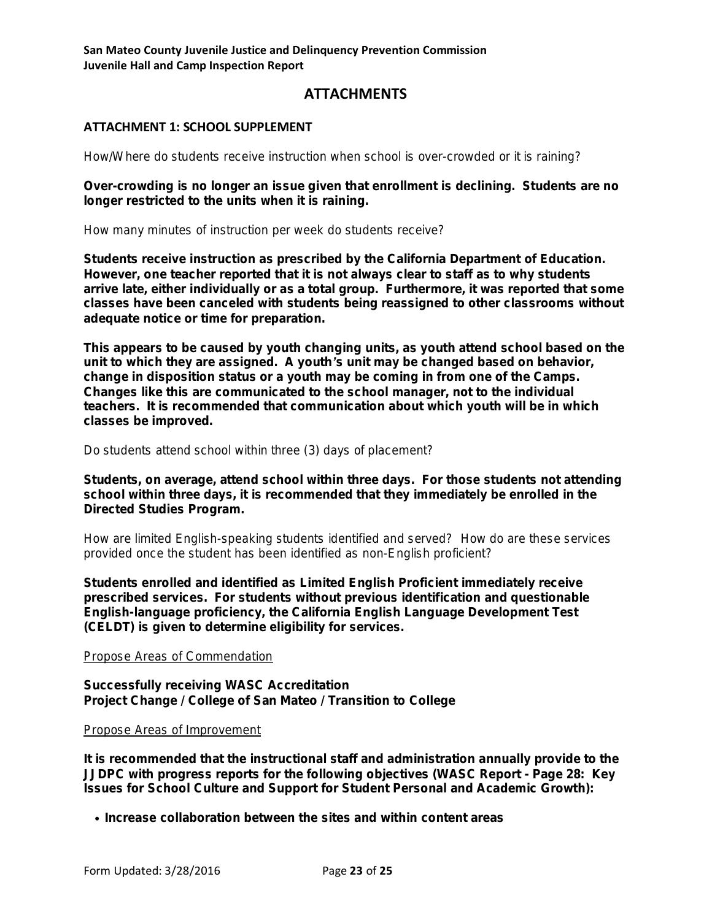# ATTACHMENTS

## ATTACHMENT 1: SCHOOL SUPPLEMENT

How/Where do students receive instruction when school is over-crowded or it is raining?

**Over-crowding is no longer an issue given that enrollment is declining. Students are no longer restricted to the units when it is raining.**

How many minutes of instruction per week do students receive?

**Students receive instruction as prescribed by the California Department of Education. However, one teacher reported that it is not always clear to staff as to why students arrive late, either individually or as a total group. Furthermore, it was reported that some classes have been canceled with students being reassigned to other classrooms without adequate notice or time for preparation.**

**This appears to be caused by youth changing units, as youth attend school based on the unit to which they are assigned. A youth's unit may be changed based on behavior, change in disposition status or a youth may be coming in from one of the Camps. Changes like this are communicated to the school manager, not to the individual teachers. It is recommended that communication about which youth will be in which classes be improved.**

Do students attend school within three (3) days of placement?

**Students, on average, attend school within three days. For those students not attending school within three days, it is recommended that they immediately be enrolled in the Directed Studies Program.**

How are limited English-speaking students identified and served? How do are these services provided once the student has been identified as non-English proficient?

**Students enrolled and identified as Limited English Proficient immediately receive prescribed services. For students without previous identification and questionable English-language proficiency, the California English Language Development Test (CELDT) is given to determine eligibility for services.**

Propose Areas of Commendation

**Successfully receiving WASC Accreditation**
**Project Change / College of San Mateo / Transition to College**

Propose Areas of Improvement

**It is recommended that the instructional staff and administration annually provide to the JJDPC with progress reports for the following objectives (WASC Report - Page 28: Key Issues for School Culture and Support for Student Personal and Academic Growth):**

- **Increase collaboration between the sites and within content areas**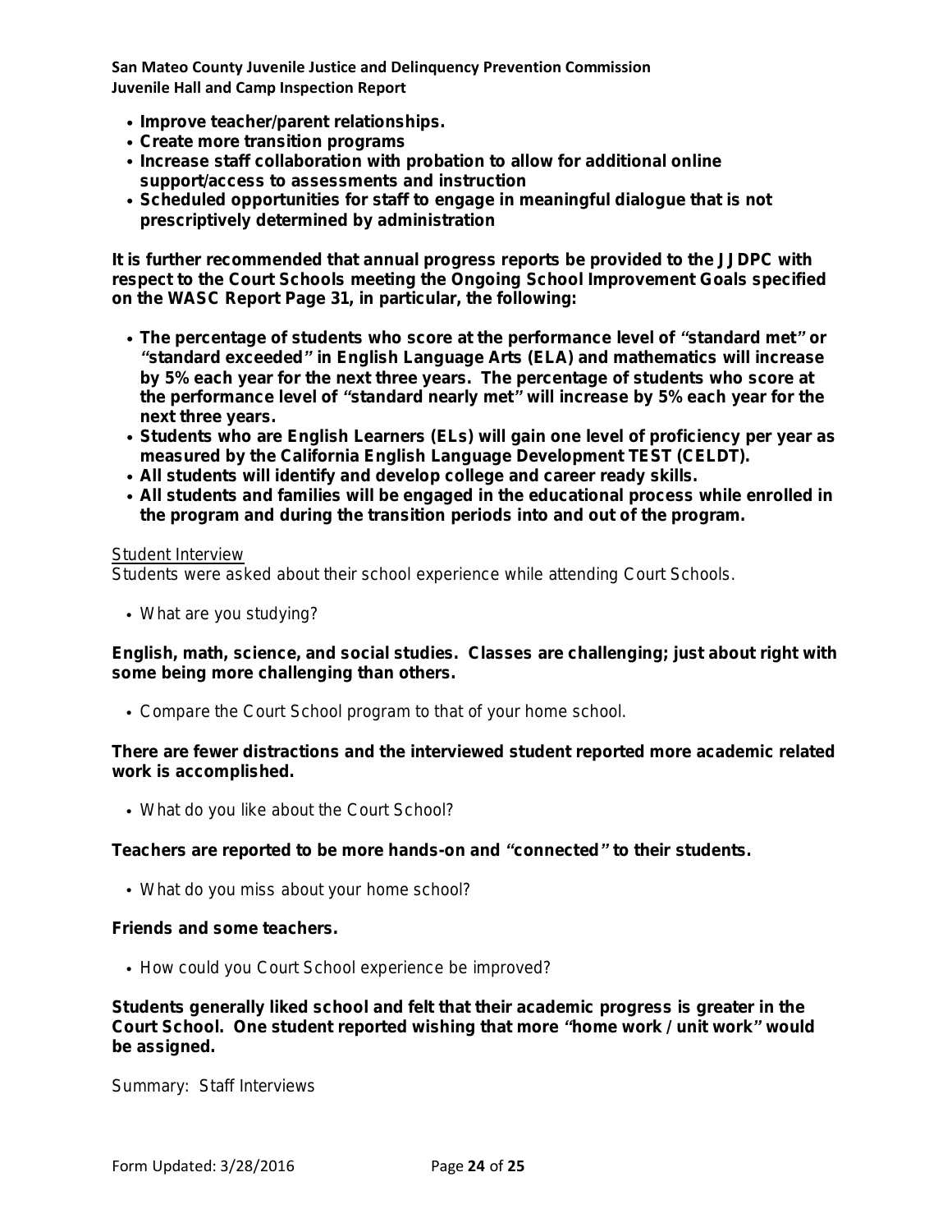- **Improve teacher/parent relationships.**
- **Create more transition programs**
- **Increase staff collaboration with probation to allow for additional online support/access to assessments and instruction**
- **Scheduled opportunities for staff to engage in meaningful dialogue that is not prescriptively determined by administration**

**It is further recommended that annual progress reports be provided to the JJDPC with respect to the Court Schools meeting the Ongoing School Improvement Goals specified on the WASC Report Page 31, in particular, the following:**

- **The percentage of students who score at the performance level of "standard met" or "standard exceeded" in English Language Arts (ELA) and mathematics will increase by 5% each year for the next three years. The percentage of students who score at the performance level of "standard nearly met" will increase by 5% each year for the next three years.**
- **Students who are English Learners (ELs) will gain one level of proficiency per year as measured by the California English Language Development TEST (CELDT).**
- **All students will identify and develop college and career ready skills.**
- **All students and families will be engaged in the educational process while enrolled in the program and during the transition periods into and out of the program.**

<u>Student Interview</u>

Students were asked about their school experience while attending Court Schools.

- What are you studying?

**English, math, science, and social studies. Classes are challenging; just about right with some being more challenging than others.**

- Compare the Court School program to that of your home school.

**There are fewer distractions and the interviewed student reported more academic related work is accomplished.**

- What do you like about the Court School?

**Teachers are reported to be more hands-on and "connected" to their students.**

- What do you miss about your home school?

**Friends and some teachers.**

- How could you Court School experience be improved?

**Students generally liked school and felt that their academic progress is greater in the Court School. One student reported wishing that more "home work / unit work" would be assigned.**

Summary: Staff Interviews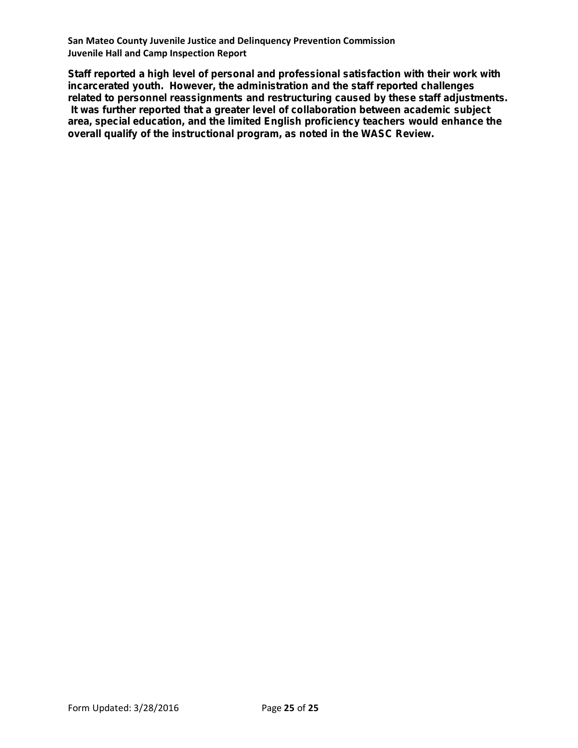**Staff reported a high level of personal and professional satisfaction with their work with incarcerated youth. However, the administration and the staff reported challenges related to personnel reassignments and restructuring caused by these staff adjustments. It was further reported that a greater level of collaboration between academic subject area, special education, and the limited English proficiency teachers would enhance the overall qualify of the instructional program, as noted in the WASC Review.**